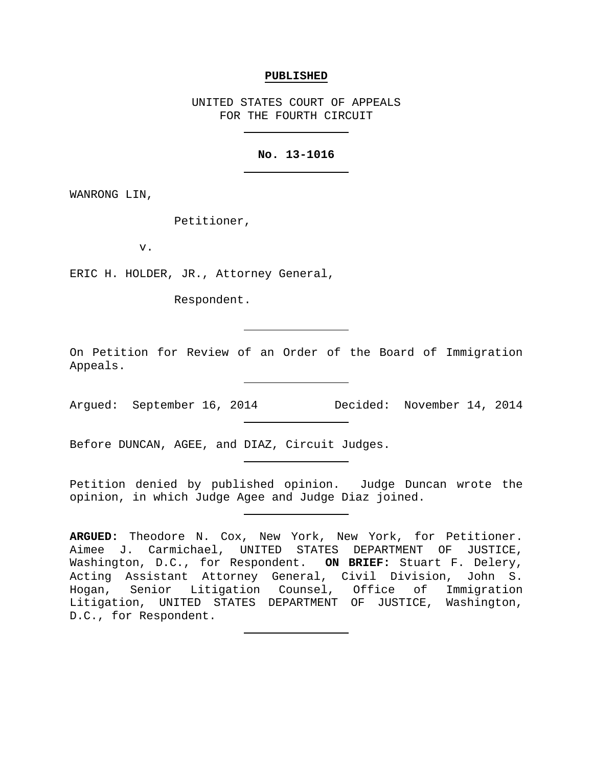**PUBLISHED**

UNITED STATES COURT OF APPEALS
FOR THE FOURTH CIRCUIT

---

**No. 13-1016**

---

WANRONG LIN,

Petitioner,

v.

ERIC H. HOLDER, JR., Attorney General,

Respondent.

---

On Petition for Review of an Order of the Board of Immigration Appeals.

---

Argued: September 16, 2014 Decided: November 14, 2014

---

Before DUNCAN, AGEE, and DIAZ, Circuit Judges.

---

Petition denied by published opinion. Judge Duncan wrote the opinion, in which Judge Agee and Judge Diaz joined.

---

**ARGUED:** Theodore N. Cox, New York, New York, for Petitioner. Aimee J. Carmichael, UNITED STATES DEPARTMENT OF JUSTICE, Washington, D.C., for Respondent. **ON BRIEF:** Stuart F. Delery, Acting Assistant Attorney General, Civil Division, John S. Hogan, Senior Litigation Counsel, Office of Immigration Litigation, UNITED STATES DEPARTMENT OF JUSTICE, Washington, D.C., for Respondent.

---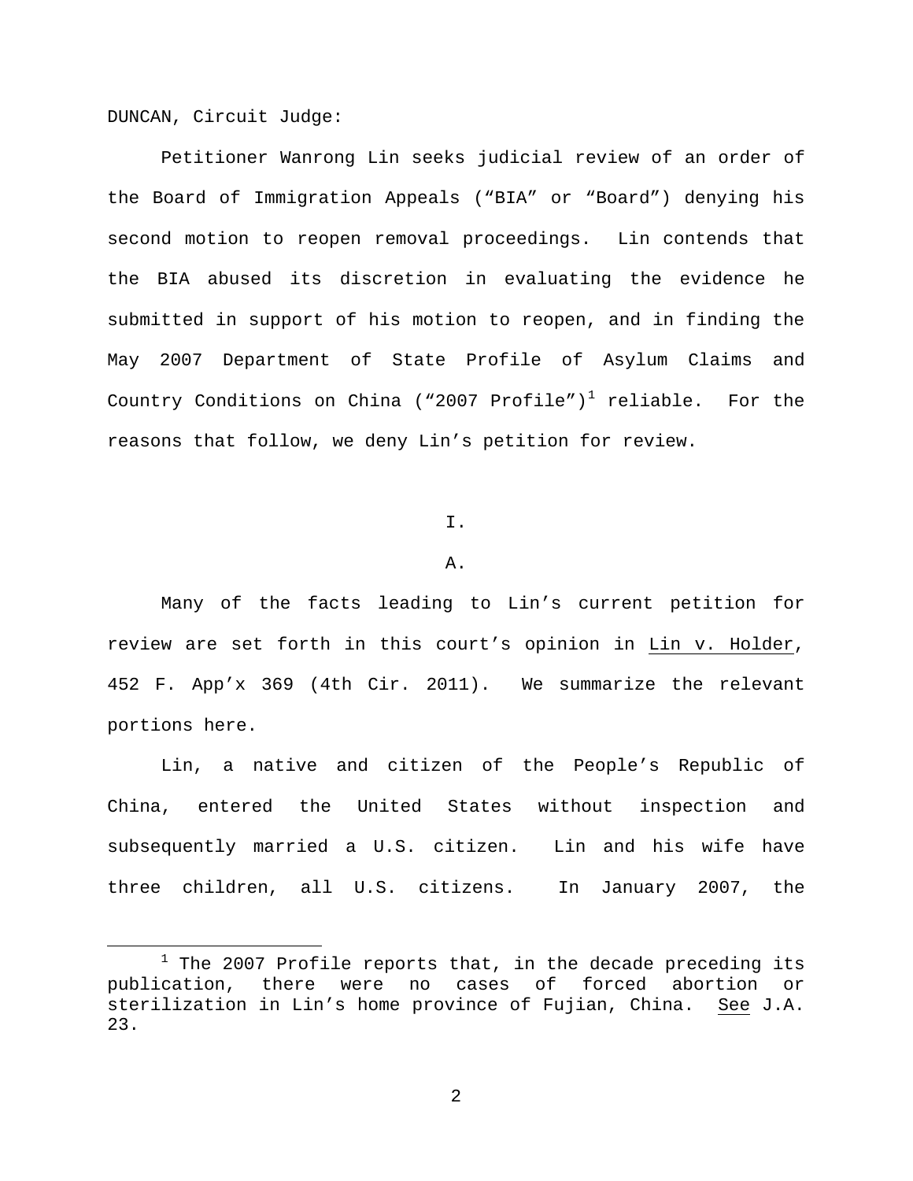DUNCAN, Circuit Judge:

Petitioner Wanrong Lin seeks judicial review of an order of the Board of Immigration Appeals ("BIA" or "Board") denying his second motion to reopen removal proceedings. Lin contends that the BIA abused its discretion in evaluating the evidence he submitted in support of his motion to reopen, and in finding the May 2007 Department of State Profile of Asylum Claims and Country Conditions on China ("2007 Profile")[1] reliable. For the reasons that follow, we deny Lin's petition for review.

# I.

## A.

Many of the facts leading to Lin's current petition for review are set forth in this court's opinion in Lin v. Holder, 452 F. App'x 369 (4th Cir. 2011). We summarize the relevant portions here.

Lin, a native and citizen of the People's Republic of China, entered the United States without inspection and subsequently married a U.S. citizen. Lin and his wife have three children, all U.S. citizens. In January 2007, the

[1] The 2007 Profile reports that, in the decade preceding its publication, there were no cases of forced abortion or sterilization in Lin's home province of Fujian, China. See J.A. 23.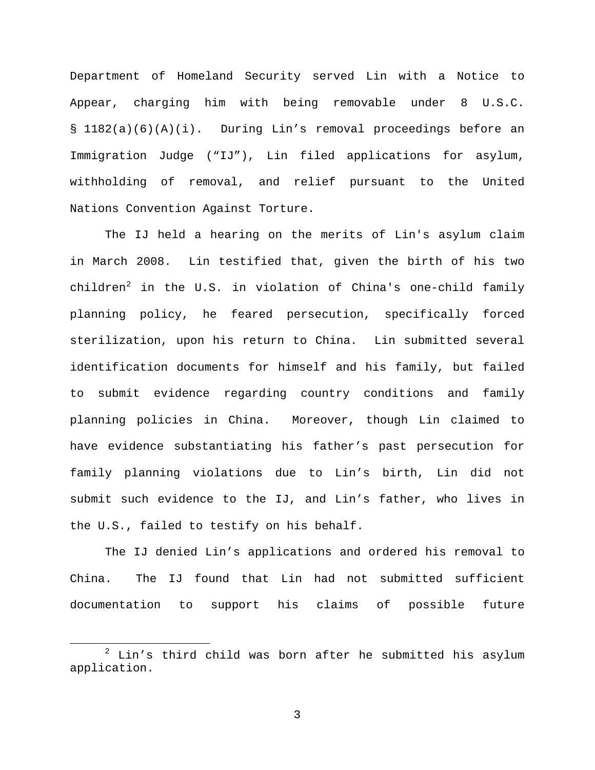Department of Homeland Security served Lin with a Notice to Appear, charging him with being removable under 8 U.S.C. § 1182(a)(6)(A)(i). During Lin's removal proceedings before an Immigration Judge ("IJ"), Lin filed applications for asylum, withholding of removal, and relief pursuant to the United Nations Convention Against Torture.

The IJ held a hearing on the merits of Lin's asylum claim in March 2008. Lin testified that, given the birth of his two children[2] in the U.S. in violation of China's one-child family planning policy, he feared persecution, specifically forced sterilization, upon his return to China. Lin submitted several identification documents for himself and his family, but failed to submit evidence regarding country conditions and family planning policies in China. Moreover, though Lin claimed to have evidence substantiating his father's past persecution for family planning violations due to Lin's birth, Lin did not submit such evidence to the IJ, and Lin's father, who lives in the U.S., failed to testify on his behalf.

The IJ denied Lin's applications and ordered his removal to China. The IJ found that Lin had not submitted sufficient documentation to support his claims of possible future

---

[2] Lin's third child was born after he submitted his asylum application.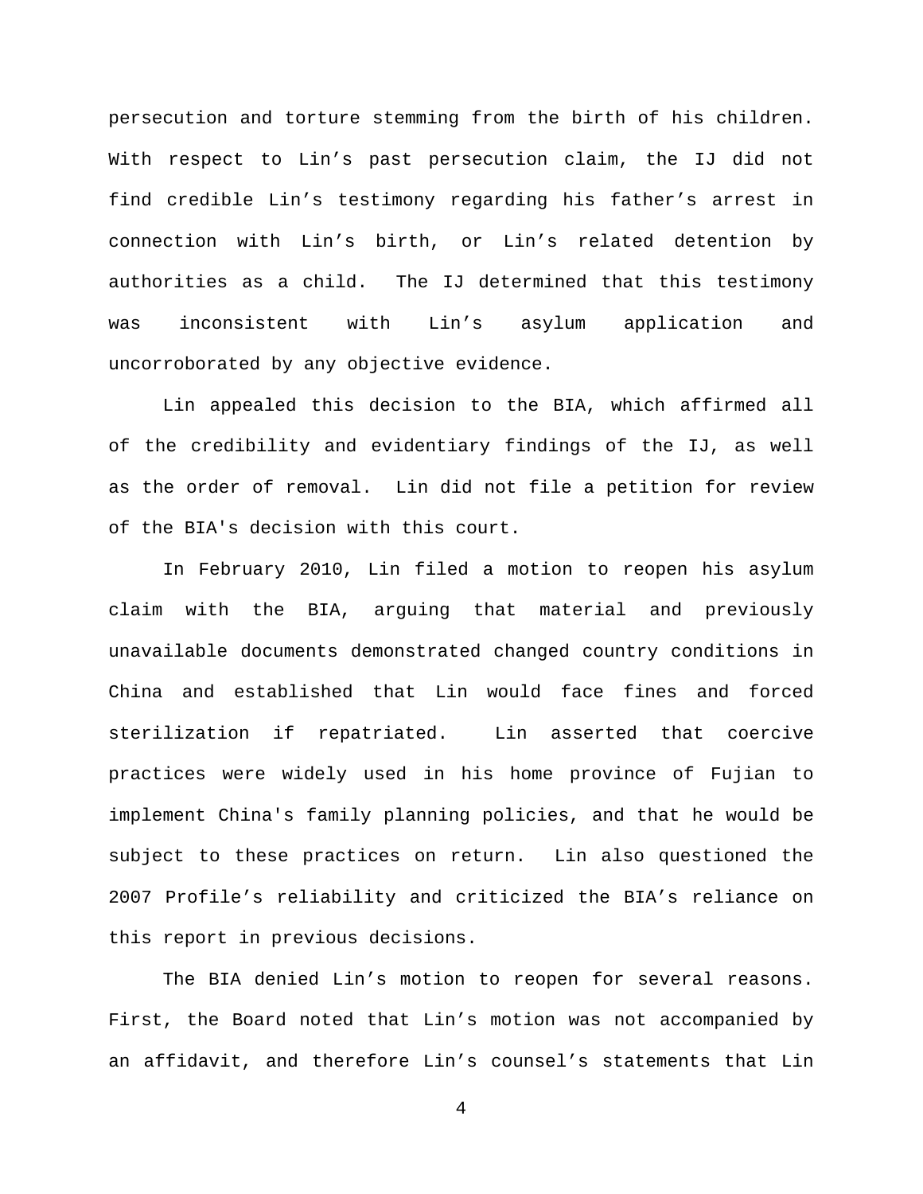persecution and torture stemming from the birth of his children. With respect to Lin's past persecution claim, the IJ did not find credible Lin's testimony regarding his father's arrest in connection with Lin's birth, or Lin's related detention by authorities as a child. The IJ determined that this testimony was inconsistent with Lin's asylum application and uncorroborated by any objective evidence.

Lin appealed this decision to the BIA, which affirmed all of the credibility and evidentiary findings of the IJ, as well as the order of removal. Lin did not file a petition for review of the BIA's decision with this court.

In February 2010, Lin filed a motion to reopen his asylum claim with the BIA, arguing that material and previously unavailable documents demonstrated changed country conditions in China and established that Lin would face fines and forced sterilization if repatriated. Lin asserted that coercive practices were widely used in his home province of Fujian to implement China's family planning policies, and that he would be subject to these practices on return. Lin also questioned the 2007 Profile's reliability and criticized the BIA's reliance on this report in previous decisions.

The BIA denied Lin's motion to reopen for several reasons. First, the Board noted that Lin's motion was not accompanied by an affidavit, and therefore Lin's counsel's statements that Lin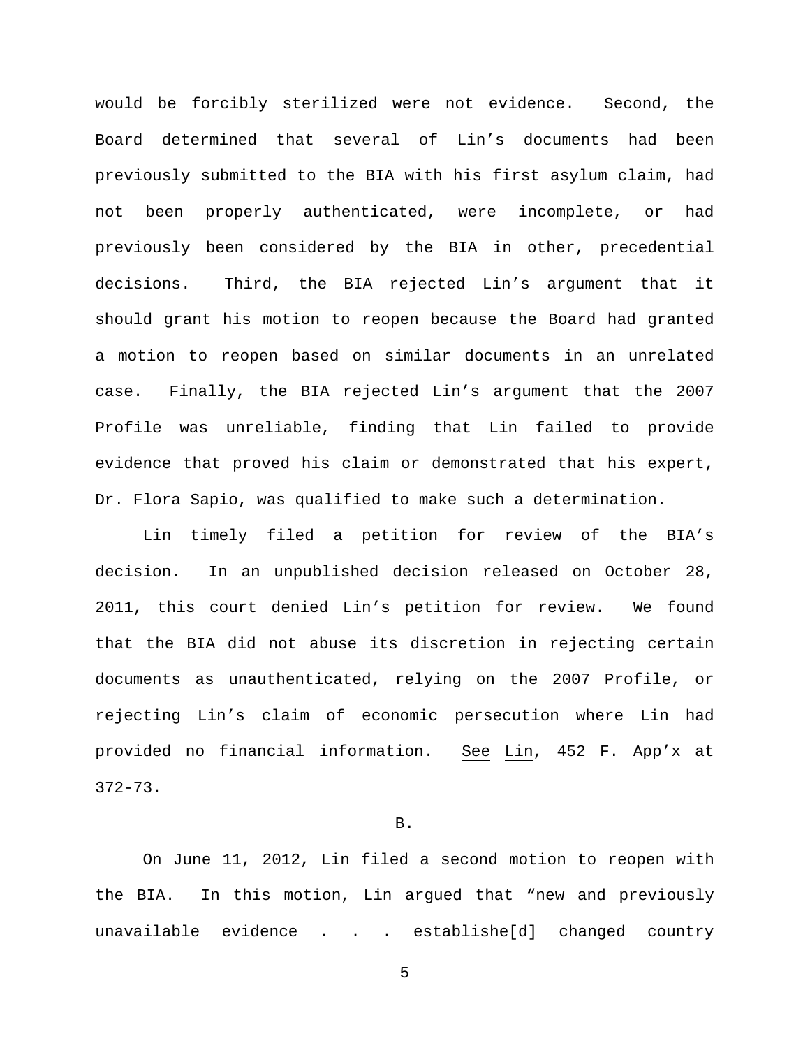would be forcibly sterilized were not evidence. Second, the Board determined that several of Lin's documents had been previously submitted to the BIA with his first asylum claim, had not been properly authenticated, were incomplete, or had previously been considered by the BIA in other, precedential decisions. Third, the BIA rejected Lin's argument that it should grant his motion to reopen because the Board had granted a motion to reopen based on similar documents in an unrelated case. Finally, the BIA rejected Lin's argument that the 2007 Profile was unreliable, finding that Lin failed to provide evidence that proved his claim or demonstrated that his expert, Dr. Flora Sapio, was qualified to make such a determination.

Lin timely filed a petition for review of the BIA's decision. In an unpublished decision released on October 28, 2011, this court denied Lin's petition for review. We found that the BIA did not abuse its discretion in rejecting certain documents as unauthenticated, relying on the 2007 Profile, or rejecting Lin's claim of economic persecution where Lin had provided no financial information. See Lin, 452 F. App'x at 372-73.

B.

On June 11, 2012, Lin filed a second motion to reopen with the BIA. In this motion, Lin argued that "new and previously unavailable evidence . . . establishe[d] changed country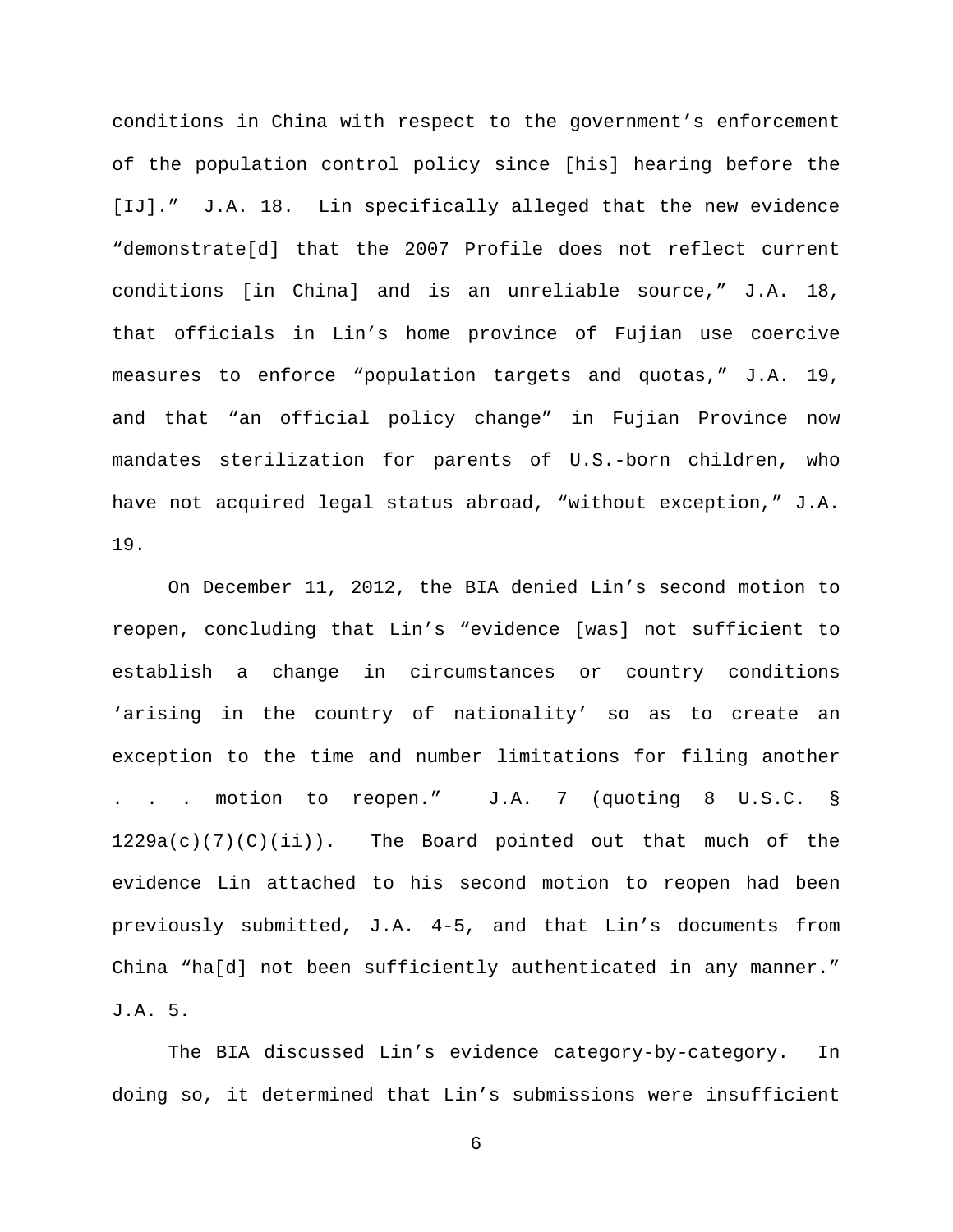conditions in China with respect to the government's enforcement of the population control policy since [his] hearing before the [IJ]." J.A. 18. Lin specifically alleged that the new evidence "demonstrate[d] that the 2007 Profile does not reflect current conditions [in China] and is an unreliable source," J.A. 18, that officials in Lin's home province of Fujian use coercive measures to enforce "population targets and quotas," J.A. 19, and that "an official policy change" in Fujian Province now mandates sterilization for parents of U.S.-born children, who have not acquired legal status abroad, "without exception," J.A. 19.

On December 11, 2012, the BIA denied Lin's second motion to reopen, concluding that Lin's "evidence [was] not sufficient to establish a change in circumstances or country conditions 'arising in the country of nationality' so as to create an exception to the time and number limitations for filing another . . . motion to reopen." J.A. 7 (quoting 8 U.S.C. § 1229a(c)(7)(C)(ii)). The Board pointed out that much of the evidence Lin attached to his second motion to reopen had been previously submitted, J.A. 4-5, and that Lin's documents from China "ha[d] not been sufficiently authenticated in any manner." J.A. 5.

The BIA discussed Lin's evidence category-by-category. In doing so, it determined that Lin's submissions were insufficient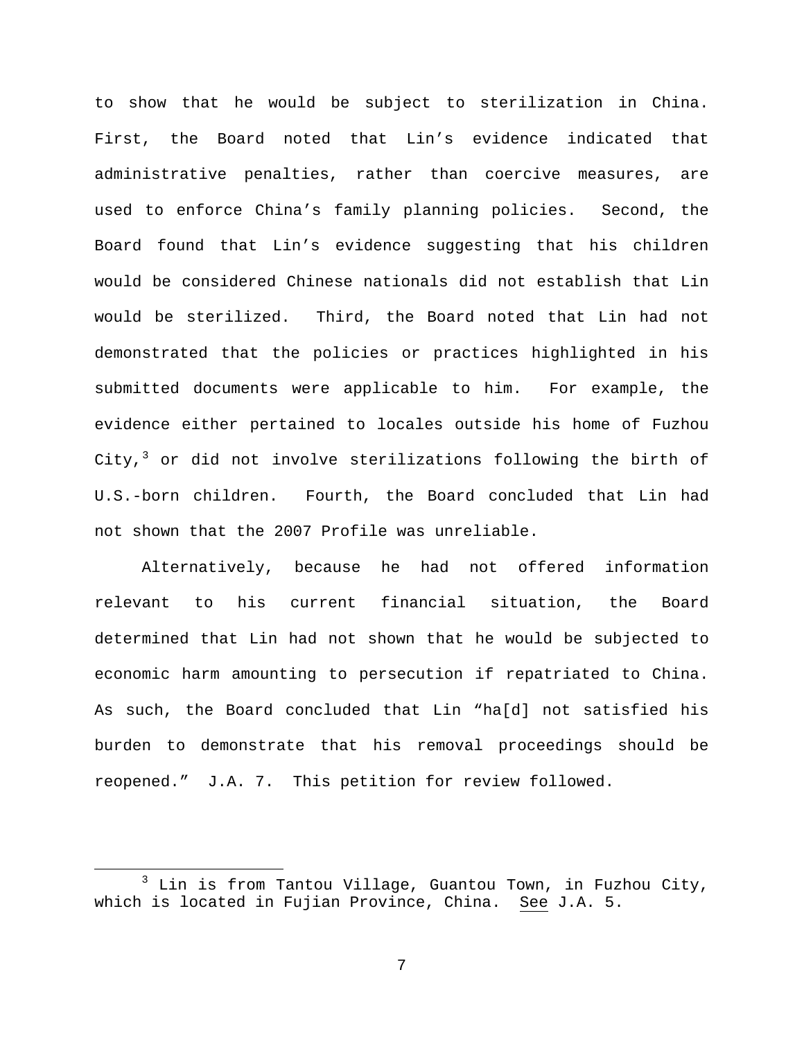to show that he would be subject to sterilization in China. First, the Board noted that Lin's evidence indicated that administrative penalties, rather than coercive measures, are used to enforce China's family planning policies. Second, the Board found that Lin's evidence suggesting that his children would be considered Chinese nationals did not establish that Lin would be sterilized. Third, the Board noted that Lin had not demonstrated that the policies or practices highlighted in his submitted documents were applicable to him. For example, the evidence either pertained to locales outside his home of Fuzhou City,[3] or did not involve sterilizations following the birth of U.S.-born children. Fourth, the Board concluded that Lin had not shown that the 2007 Profile was unreliable.

Alternatively, because he had not offered information relevant to his current financial situation, the Board determined that Lin had not shown that he would be subjected to economic harm amounting to persecution if repatriated to China. As such, the Board concluded that Lin "ha[d] not satisfied his burden to demonstrate that his removal proceedings should be reopened." J.A. 7. This petition for review followed.

---

[3] Lin is from Tantou Village, Guantou Town, in Fuzhou City, which is located in Fujian Province, China. See J.A. 5.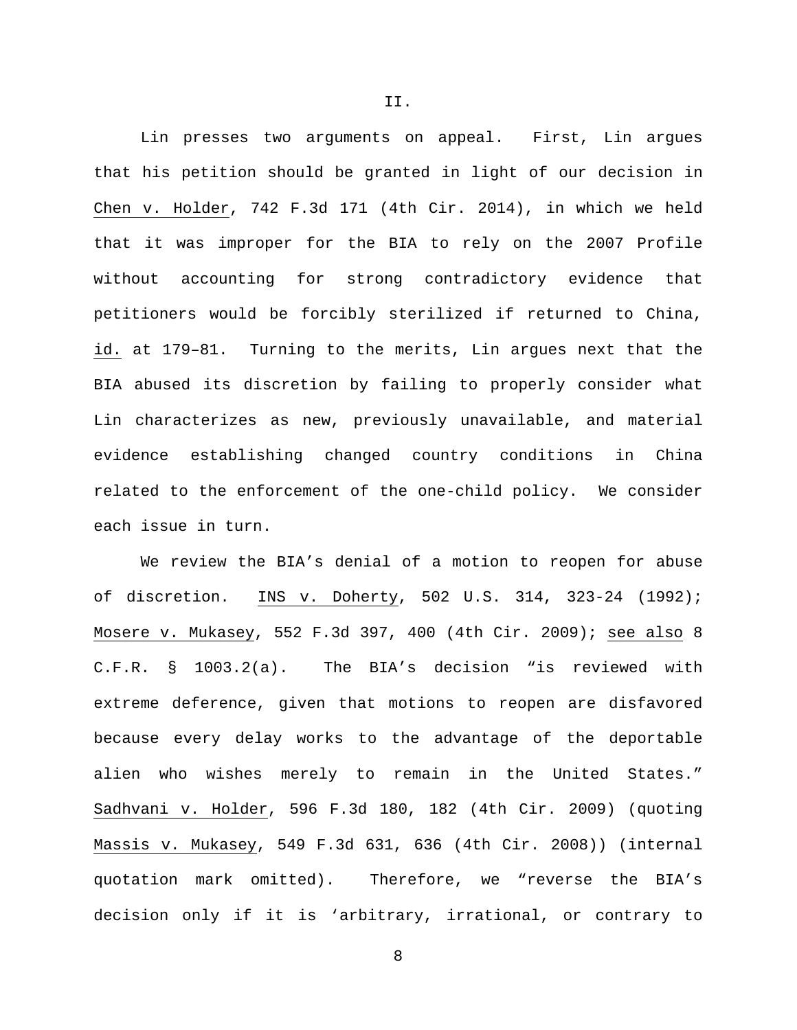II.

Lin presses two arguments on appeal. First, Lin argues that his petition should be granted in light of our decision in Chen v. Holder, 742 F.3d 171 (4th Cir. 2014), in which we held that it was improper for the BIA to rely on the 2007 Profile without accounting for strong contradictory evidence that petitioners would be forcibly sterilized if returned to China, id. at 179–81. Turning to the merits, Lin argues next that the BIA abused its discretion by failing to properly consider what Lin characterizes as new, previously unavailable, and material evidence establishing changed country conditions in China related to the enforcement of the one-child policy. We consider each issue in turn.

We review the BIA's denial of a motion to reopen for abuse of discretion. INS v. Doherty, 502 U.S. 314, 323-24 (1992); Mosere v. Mukasey, 552 F.3d 397, 400 (4th Cir. 2009); see also 8 C.F.R. § 1003.2(a). The BIA's decision "is reviewed with extreme deference, given that motions to reopen are disfavored because every delay works to the advantage of the deportable alien who wishes merely to remain in the United States." Sadhvani v. Holder, 596 F.3d 180, 182 (4th Cir. 2009) (quoting Massis v. Mukasey, 549 F.3d 631, 636 (4th Cir. 2008)) (internal quotation mark omitted). Therefore, we "reverse the BIA's decision only if it is 'arbitrary, irrational, or contrary to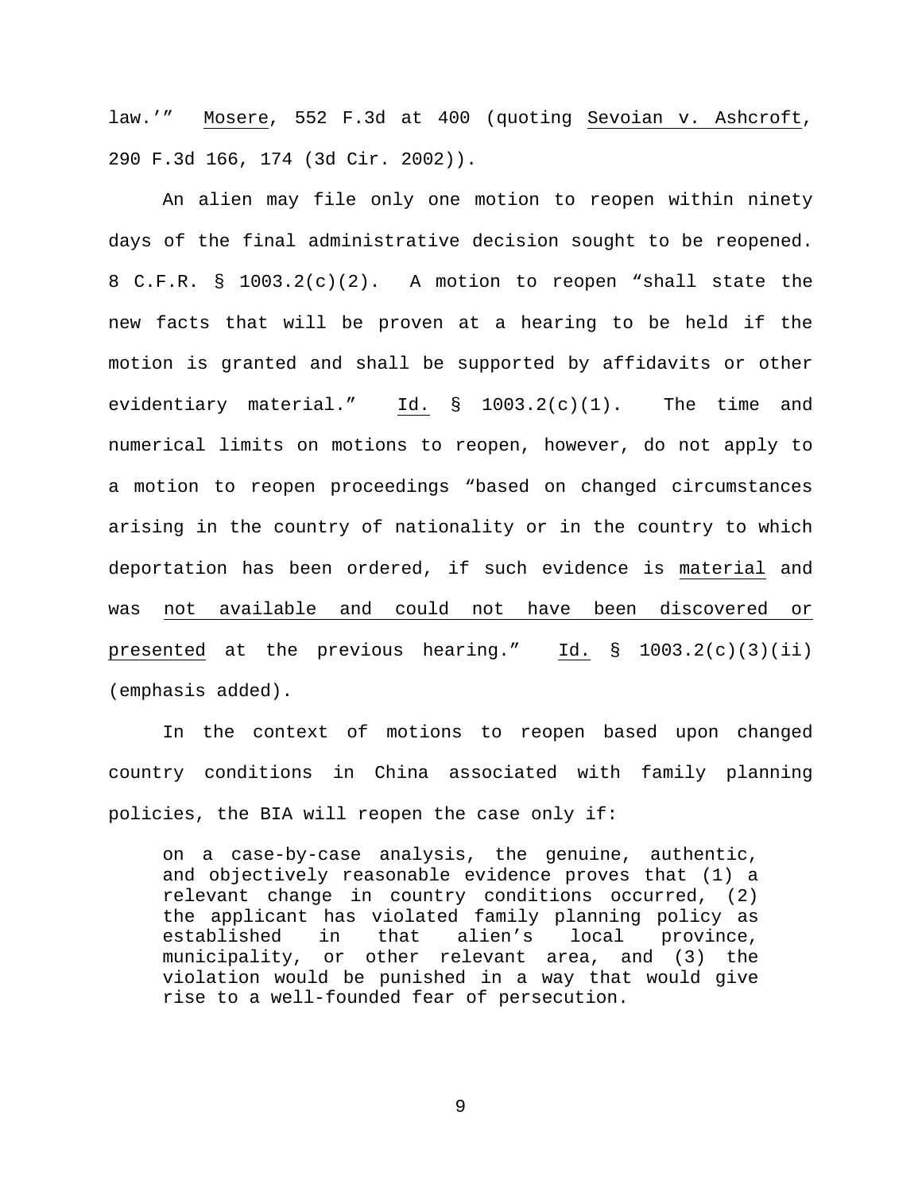law.'" Mosere, 552 F.3d at 400 (quoting Sevoian v. Ashcroft, 290 F.3d 166, 174 (3d Cir. 2002)).

An alien may file only one motion to reopen within ninety days of the final administrative decision sought to be reopened. 8 C.F.R. § 1003.2(c)(2). A motion to reopen "shall state the new facts that will be proven at a hearing to be held if the motion is granted and shall be supported by affidavits or other evidentiary material." Id. § 1003.2(c)(1). The time and numerical limits on motions to reopen, however, do not apply to a motion to reopen proceedings "based on changed circumstances arising in the country of nationality or in the country to which deportation has been ordered, if such evidence is material and was not available and could not have been discovered or presented at the previous hearing." Id. § 1003.2(c)(3)(ii) (emphasis added).

In the context of motions to reopen based upon changed country conditions in China associated with family planning policies, the BIA will reopen the case only if:

> on a case-by-case analysis, the genuine, authentic, and objectively reasonable evidence proves that (1) a relevant change in country conditions occurred, (2) the applicant has violated family planning policy as established in that alien's local province, municipality, or other relevant area, and (3) the violation would be punished in a way that would give rise to a well-founded fear of persecution.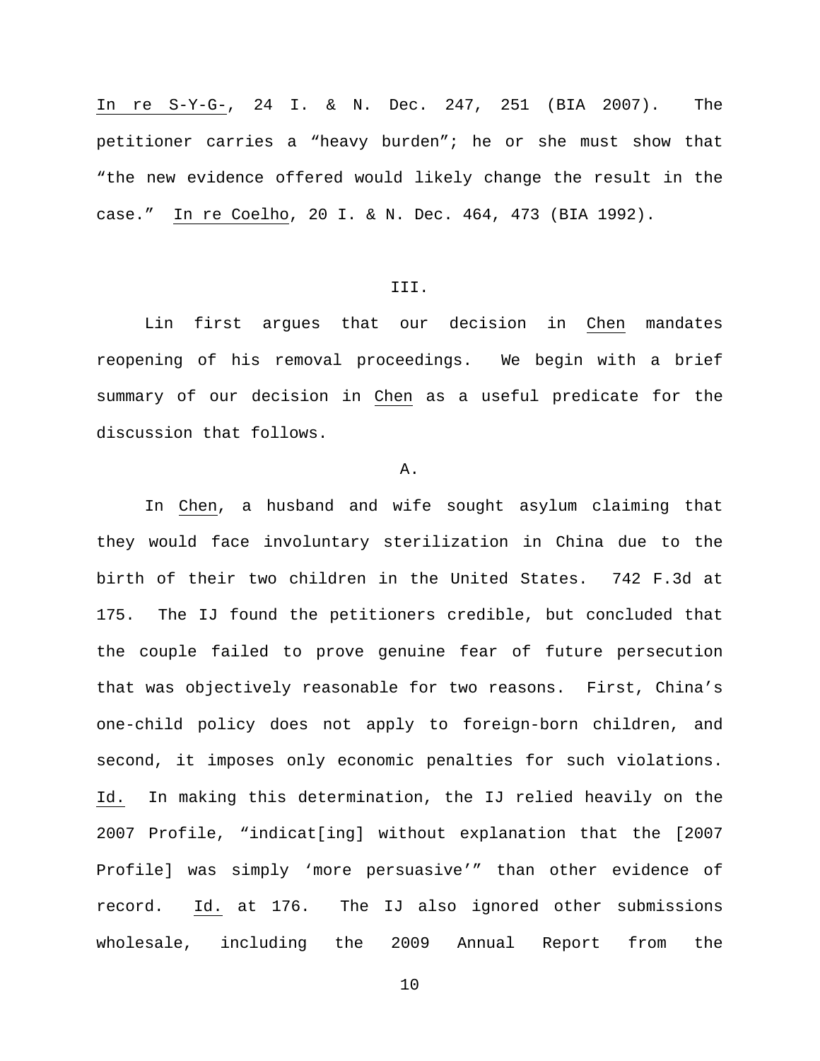In re S-Y-G-, 24 I. & N. Dec. 247, 251 (BIA 2007). The petitioner carries a "heavy burden"; he or she must show that "the new evidence offered would likely change the result in the case." In re Coelho, 20 I. & N. Dec. 464, 473 (BIA 1992).

III.

Lin first argues that our decision in Chen mandates reopening of his removal proceedings. We begin with a brief summary of our decision in Chen as a useful predicate for the discussion that follows.

A.

In Chen, a husband and wife sought asylum claiming that they would face involuntary sterilization in China due to the birth of their two children in the United States. 742 F.3d at 175. The IJ found the petitioners credible, but concluded that the couple failed to prove genuine fear of future persecution that was objectively reasonable for two reasons. First, China's one-child policy does not apply to foreign-born children, and second, it imposes only economic penalties for such violations. Id. In making this determination, the IJ relied heavily on the 2007 Profile, "indicat[ing] without explanation that the [2007 Profile] was simply 'more persuasive'" than other evidence of record. Id. at 176. The IJ also ignored other submissions wholesale, including the 2009 Annual Report from the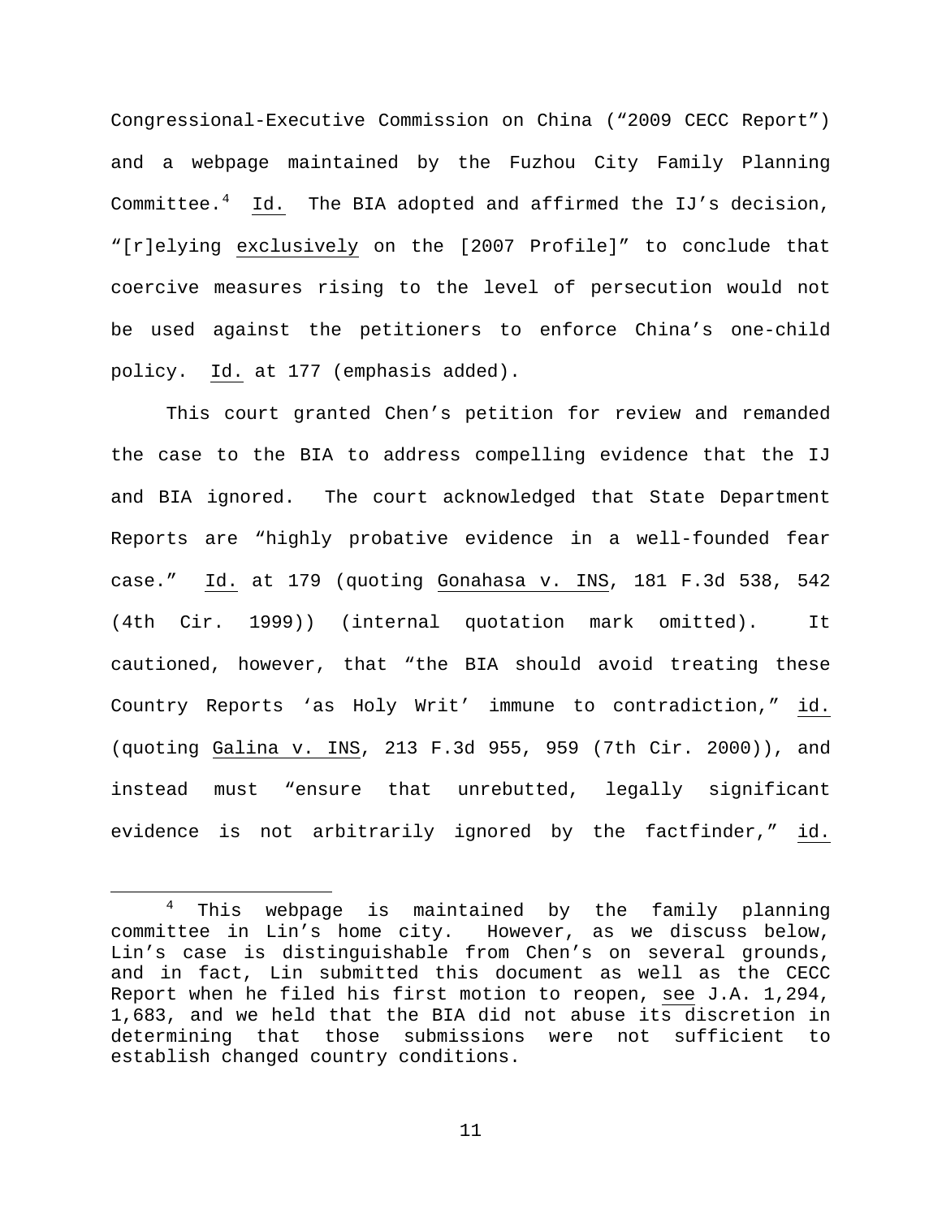Congressional-Executive Commission on China ("2009 CECC Report") and a webpage maintained by the Fuzhou City Family Planning Committee.[4] Id. The BIA adopted and affirmed the IJ's decision, "[r]elying exclusively on the [2007 Profile]" to conclude that coercive measures rising to the level of persecution would not be used against the petitioners to enforce China's one-child policy. Id. at 177 (emphasis added).

This court granted Chen's petition for review and remanded the case to the BIA to address compelling evidence that the IJ and BIA ignored. The court acknowledged that State Department Reports are "highly probative evidence in a well-founded fear case." Id. at 179 (quoting Gonahasa v. INS, 181 F.3d 538, 542 (4th Cir. 1999)) (internal quotation mark omitted). It cautioned, however, that "the BIA should avoid treating these Country Reports 'as Holy Writ' immune to contradiction," id. (quoting Galina v. INS, 213 F.3d 955, 959 (7th Cir. 2000)), and instead must "ensure that unrebutted, legally significant evidence is not arbitrarily ignored by the factfinder," id.

---

[4] This webpage is maintained by the family planning committee in Lin's home city. However, as we discuss below, Lin's case is distinguishable from Chen's on several grounds, and in fact, Lin submitted this document as well as the CECC Report when he filed his first motion to reopen, see J.A. 1,294, 1,683, and we held that the BIA did not abuse its discretion in determining that those submissions were not sufficient to establish changed country conditions.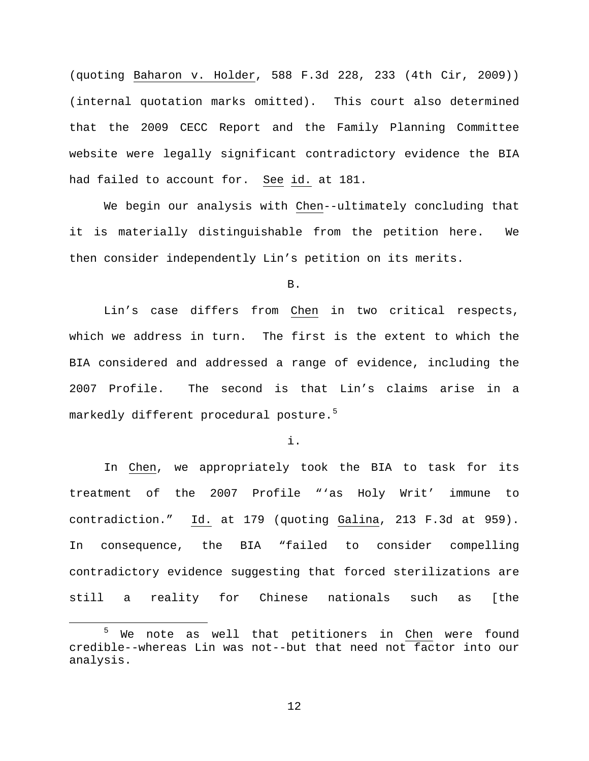(quoting Baharon v. Holder, 588 F.3d 228, 233 (4th Cir, 2009)) (internal quotation marks omitted). This court also determined that the 2009 CECC Report and the Family Planning Committee website were legally significant contradictory evidence the BIA had failed to account for. See id. at 181.

We begin our analysis with Chen--ultimately concluding that it is materially distinguishable from the petition here. We then consider independently Lin's petition on its merits.

B.

Lin's case differs from Chen in two critical respects, which we address in turn. The first is the extent to which the BIA considered and addressed a range of evidence, including the 2007 Profile. The second is that Lin's claims arise in a markedly different procedural posture.[5]

i.

In Chen, we appropriately took the BIA to task for its treatment of the 2007 Profile "'as Holy Writ' immune to contradiction." Id. at 179 (quoting Galina, 213 F.3d at 959). In consequence, the BIA "failed to consider compelling contradictory evidence suggesting that forced sterilizations are still a reality for Chinese nationals such as [the

---

[5] We note as well that petitioners in Chen were found credible--whereas Lin was not--but that need not factor into our analysis.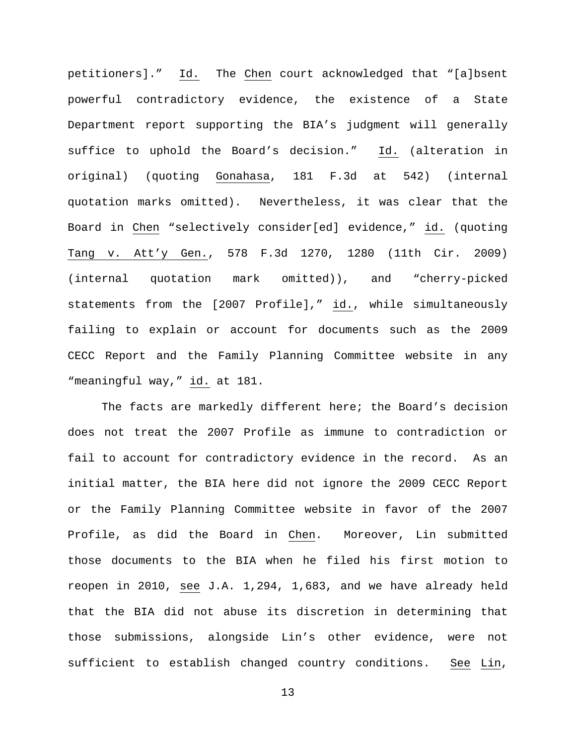petitioners]." Id. The Chen court acknowledged that "[a]bsent powerful contradictory evidence, the existence of a State Department report supporting the BIA's judgment will generally suffice to uphold the Board's decision." Id. (alteration in original) (quoting Gonahasa, 181 F.3d at 542) (internal quotation marks omitted). Nevertheless, it was clear that the Board in Chen "selectively consider[ed] evidence," id. (quoting Tang v. Att'y Gen., 578 F.3d 1270, 1280 (11th Cir. 2009) (internal quotation mark omitted)), and "cherry-picked statements from the [2007 Profile]," id., while simultaneously failing to explain or account for documents such as the 2009 CECC Report and the Family Planning Committee website in any "meaningful way," id. at 181.

The facts are markedly different here; the Board's decision does not treat the 2007 Profile as immune to contradiction or fail to account for contradictory evidence in the record. As an initial matter, the BIA here did not ignore the 2009 CECC Report or the Family Planning Committee website in favor of the 2007 Profile, as did the Board in Chen. Moreover, Lin submitted those documents to the BIA when he filed his first motion to reopen in 2010, see J.A. 1,294, 1,683, and we have already held that the BIA did not abuse its discretion in determining that those submissions, alongside Lin's other evidence, were not sufficient to establish changed country conditions. See Lin,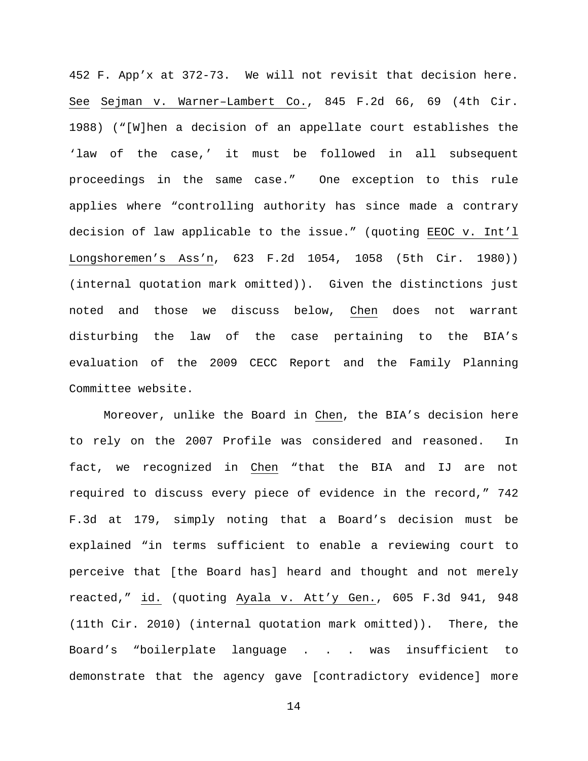452 F. App'x at 372-73. We will not revisit that decision here. See Sejman v. Warner–Lambert Co., 845 F.2d 66, 69 (4th Cir. 1988) ("[W]hen a decision of an appellate court establishes the 'law of the case,' it must be followed in all subsequent proceedings in the same case." One exception to this rule applies where "controlling authority has since made a contrary decision of law applicable to the issue." (quoting EEOC v. Int'l Longshoremen's Ass'n, 623 F.2d 1054, 1058 (5th Cir. 1980)) (internal quotation mark omitted)). Given the distinctions just noted and those we discuss below, Chen does not warrant disturbing the law of the case pertaining to the BIA's evaluation of the 2009 CECC Report and the Family Planning Committee website.

Moreover, unlike the Board in Chen, the BIA's decision here to rely on the 2007 Profile was considered and reasoned. In fact, we recognized in Chen "that the BIA and IJ are not required to discuss every piece of evidence in the record," 742 F.3d at 179, simply noting that a Board's decision must be explained "in terms sufficient to enable a reviewing court to perceive that [the Board has] heard and thought and not merely reacted," id. (quoting Ayala v. Att'y Gen., 605 F.3d 941, 948 (11th Cir. 2010) (internal quotation mark omitted)). There, the Board's "boilerplate language . . . was insufficient to demonstrate that the agency gave [contradictory evidence] more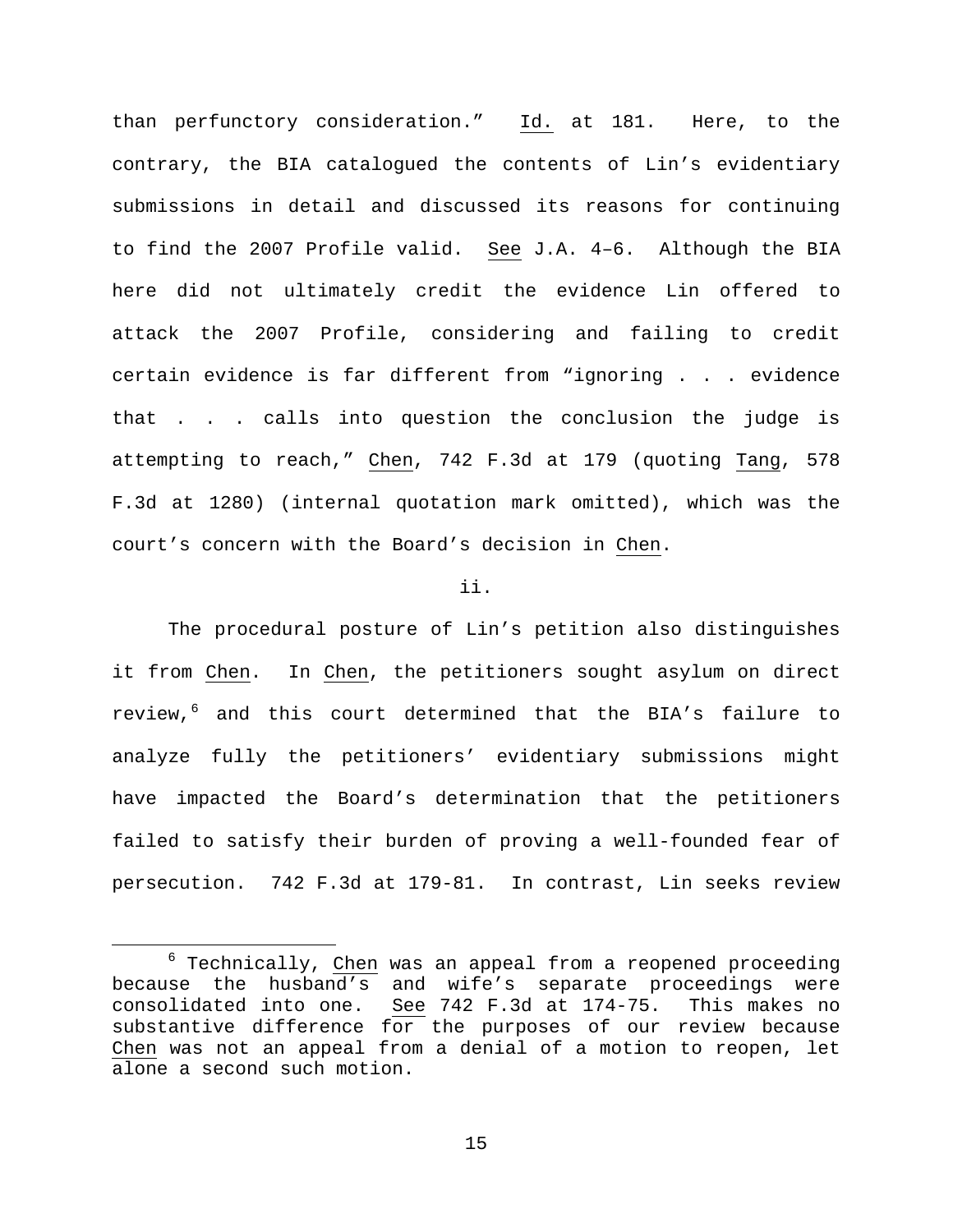than perfunctory consideration." Id. at 181. Here, to the contrary, the BIA catalogued the contents of Lin's evidentiary submissions in detail and discussed its reasons for continuing to find the 2007 Profile valid. See J.A. 4–6. Although the BIA here did not ultimately credit the evidence Lin offered to attack the 2007 Profile, considering and failing to credit certain evidence is far different from "ignoring . . . evidence that . . . calls into question the conclusion the judge is attempting to reach," Chen, 742 F.3d at 179 (quoting Tang, 578 F.3d at 1280) (internal quotation mark omitted), which was the court's concern with the Board's decision in Chen.

ii.

The procedural posture of Lin's petition also distinguishes it from Chen. In Chen, the petitioners sought asylum on direct review,[6] and this court determined that the BIA's failure to analyze fully the petitioners' evidentiary submissions might have impacted the Board's determination that the petitioners failed to satisfy their burden of proving a well-founded fear of persecution. 742 F.3d at 179-81. In contrast, Lin seeks review

[6] Technically, Chen was an appeal from a reopened proceeding because the husband's and wife's separate proceedings were consolidated into one. See 742 F.3d at 174-75. This makes no substantive difference for the purposes of our review because Chen was not an appeal from a denial of a motion to reopen, let alone a second such motion.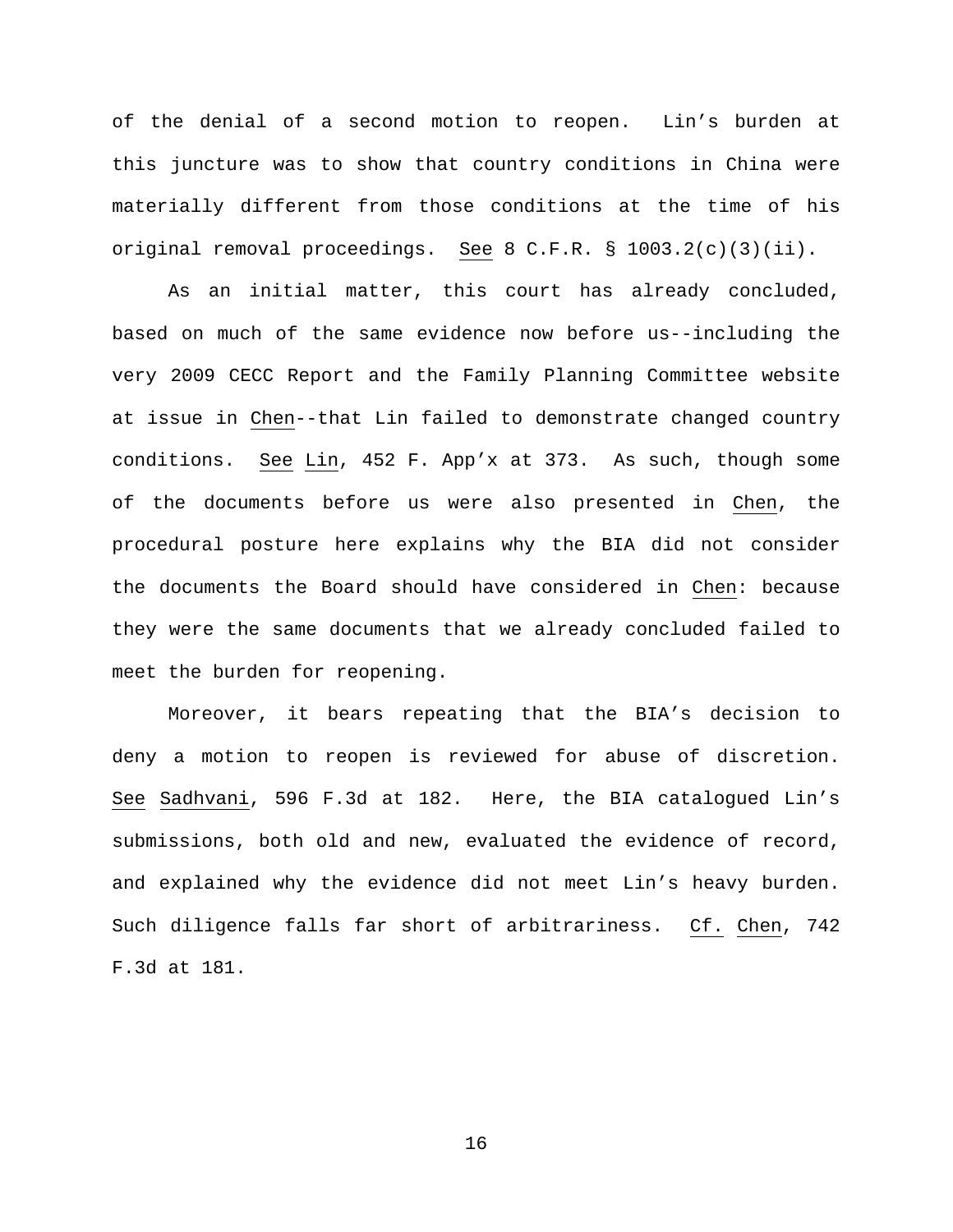of the denial of a second motion to reopen. Lin's burden at this juncture was to show that country conditions in China were materially different from those conditions at the time of his original removal proceedings. See 8 C.F.R. § 1003.2(c)(3)(ii).

As an initial matter, this court has already concluded, based on much of the same evidence now before us--including the very 2009 CECC Report and the Family Planning Committee website at issue in Chen--that Lin failed to demonstrate changed country conditions. See Lin, 452 F. App'x at 373. As such, though some of the documents before us were also presented in Chen, the procedural posture here explains why the BIA did not consider the documents the Board should have considered in Chen: because they were the same documents that we already concluded failed to meet the burden for reopening.

Moreover, it bears repeating that the BIA's decision to deny a motion to reopen is reviewed for abuse of discretion. See Sadhvani, 596 F.3d at 182. Here, the BIA catalogued Lin's submissions, both old and new, evaluated the evidence of record, and explained why the evidence did not meet Lin's heavy burden. Such diligence falls far short of arbitrariness. Cf. Chen, 742 F.3d at 181.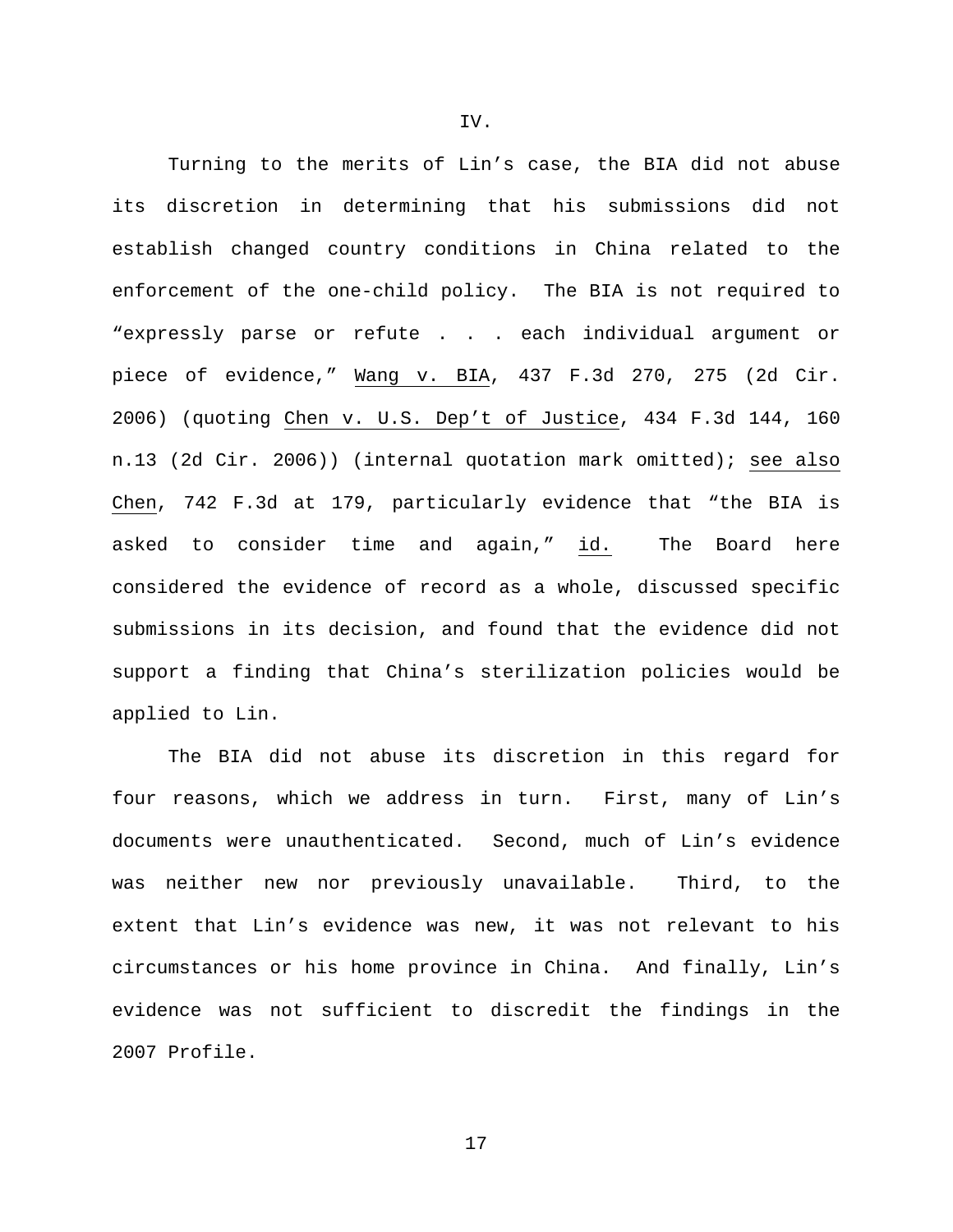IV.

Turning to the merits of Lin's case, the BIA did not abuse its discretion in determining that his submissions did not establish changed country conditions in China related to the enforcement of the one-child policy. The BIA is not required to "expressly parse or refute . . . each individual argument or piece of evidence," Wang v. BIA, 437 F.3d 270, 275 (2d Cir. 2006) (quoting Chen v. U.S. Dep't of Justice, 434 F.3d 144, 160 n.13 (2d Cir. 2006)) (internal quotation mark omitted); see also Chen, 742 F.3d at 179, particularly evidence that "the BIA is asked to consider time and again," id. The Board here considered the evidence of record as a whole, discussed specific submissions in its decision, and found that the evidence did not support a finding that China's sterilization policies would be applied to Lin.

The BIA did not abuse its discretion in this regard for four reasons, which we address in turn. First, many of Lin's documents were unauthenticated. Second, much of Lin's evidence was neither new nor previously unavailable. Third, to the extent that Lin's evidence was new, it was not relevant to his circumstances or his home province in China. And finally, Lin's evidence was not sufficient to discredit the findings in the 2007 Profile.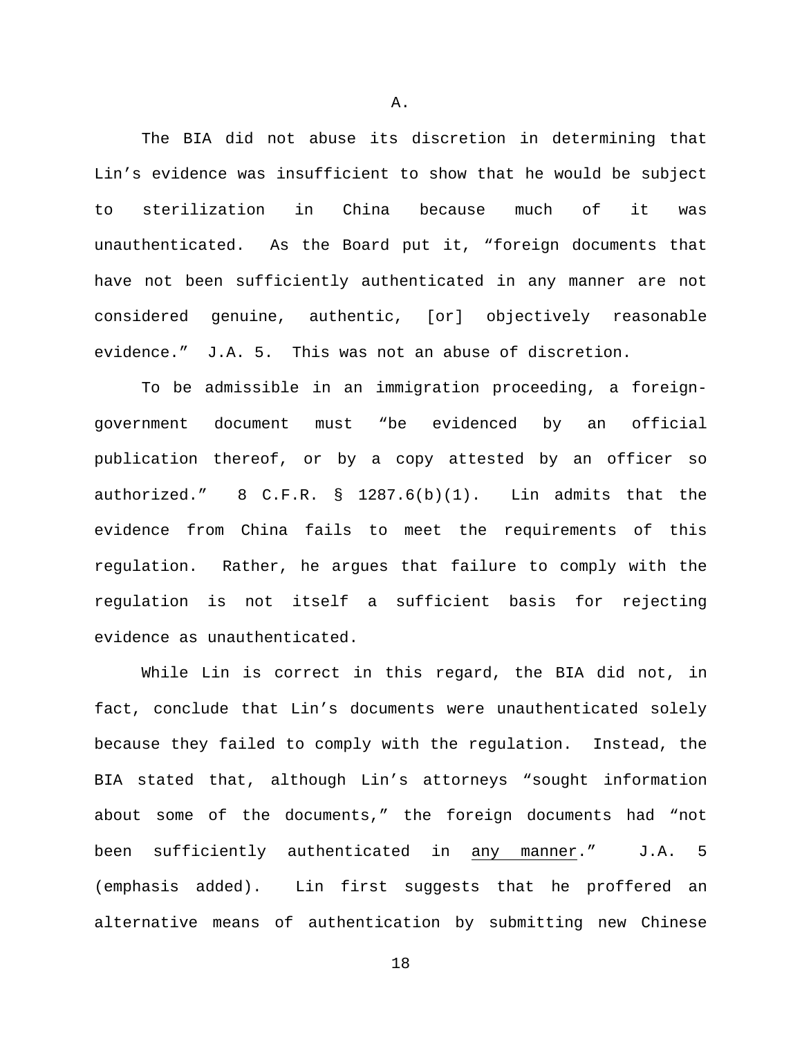A.

The BIA did not abuse its discretion in determining that Lin's evidence was insufficient to show that he would be subject to sterilization in China because much of it was unauthenticated. As the Board put it, "foreign documents that have not been sufficiently authenticated in any manner are not considered genuine, authentic, [or] objectively reasonable evidence." J.A. 5. This was not an abuse of discretion.

To be admissible in an immigration proceeding, a foreign-government document must "be evidenced by an official publication thereof, or by a copy attested by an officer so authorized." 8 C.F.R. § 1287.6(b)(1). Lin admits that the evidence from China fails to meet the requirements of this regulation. Rather, he argues that failure to comply with the regulation is not itself a sufficient basis for rejecting evidence as unauthenticated.

While Lin is correct in this regard, the BIA did not, in fact, conclude that Lin's documents were unauthenticated solely because they failed to comply with the regulation. Instead, the BIA stated that, although Lin's attorneys "sought information about some of the documents," the foreign documents had "not been sufficiently authenticated in <u>any manner</u>." J.A. 5 (emphasis added). Lin first suggests that he proffered an alternative means of authentication by submitting new Chinese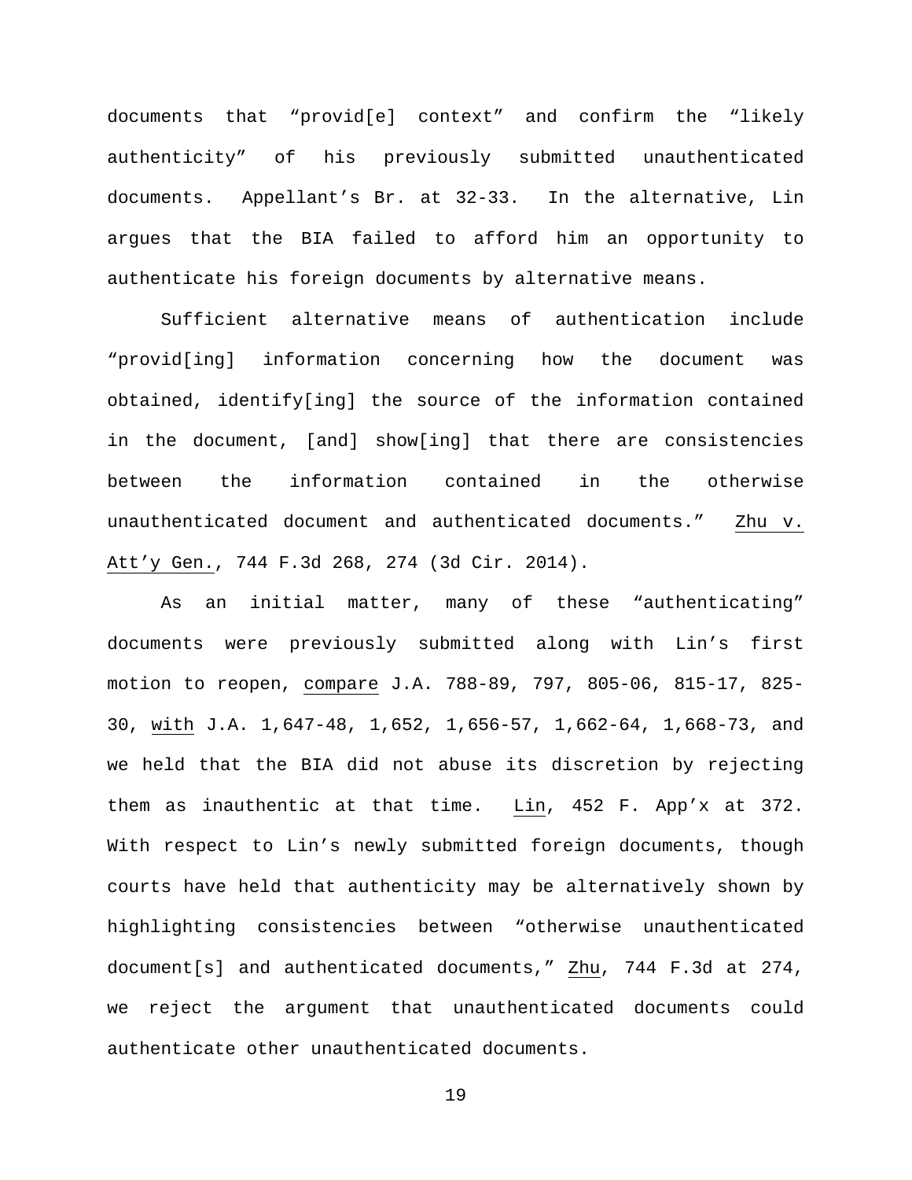documents that "provid[e] context" and confirm the "likely authenticity" of his previously submitted unauthenticated documents. Appellant's Br. at 32-33. In the alternative, Lin argues that the BIA failed to afford him an opportunity to authenticate his foreign documents by alternative means.

Sufficient alternative means of authentication include "provid[ing] information concerning how the document was obtained, identify[ing] the source of the information contained in the document, [and] show[ing] that there are consistencies between the information contained in the otherwise unauthenticated document and authenticated documents." Zhu v. Att'y Gen., 744 F.3d 268, 274 (3d Cir. 2014).

As an initial matter, many of these "authenticating" documents were previously submitted along with Lin's first motion to reopen, compare J.A. 788-89, 797, 805-06, 815-17, 825-30, with J.A. 1,647-48, 1,652, 1,656-57, 1,662-64, 1,668-73, and we held that the BIA did not abuse its discretion by rejecting them as inauthentic at that time. Lin, 452 F. App'x at 372. With respect to Lin's newly submitted foreign documents, though courts have held that authenticity may be alternatively shown by highlighting consistencies between "otherwise unauthenticated document[s] and authenticated documents," Zhu, 744 F.3d at 274, we reject the argument that unauthenticated documents could authenticate other unauthenticated documents.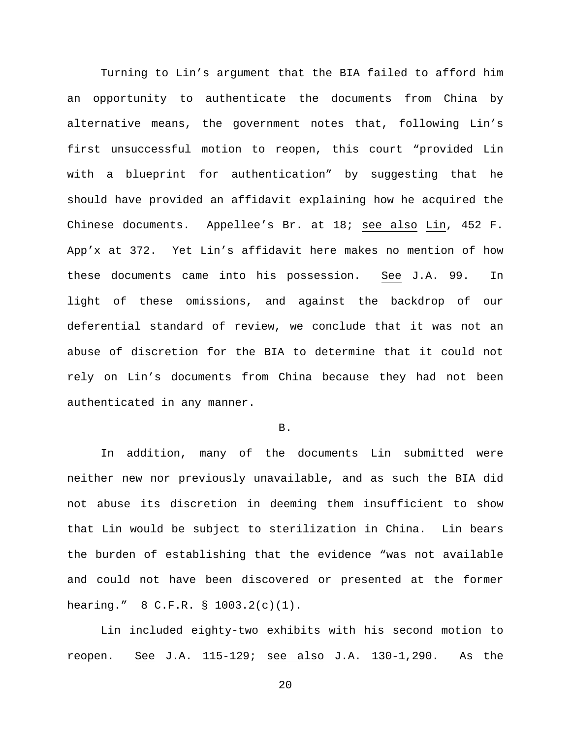Turning to Lin's argument that the BIA failed to afford him an opportunity to authenticate the documents from China by alternative means, the government notes that, following Lin's first unsuccessful motion to reopen, this court "provided Lin with a blueprint for authentication" by suggesting that he should have provided an affidavit explaining how he acquired the Chinese documents. Appellee's Br. at 18; see also Lin, 452 F. App'x at 372. Yet Lin's affidavit here makes no mention of how these documents came into his possession. See J.A. 99. In light of these omissions, and against the backdrop of our deferential standard of review, we conclude that it was not an abuse of discretion for the BIA to determine that it could not rely on Lin's documents from China because they had not been authenticated in any manner.

B.

In addition, many of the documents Lin submitted were neither new nor previously unavailable, and as such the BIA did not abuse its discretion in deeming them insufficient to show that Lin would be subject to sterilization in China. Lin bears the burden of establishing that the evidence "was not available and could not have been discovered or presented at the former hearing." 8 C.F.R. § 1003.2(c)(1).

Lin included eighty-two exhibits with his second motion to reopen. See J.A. 115-129; see also J.A. 130-1,290. As the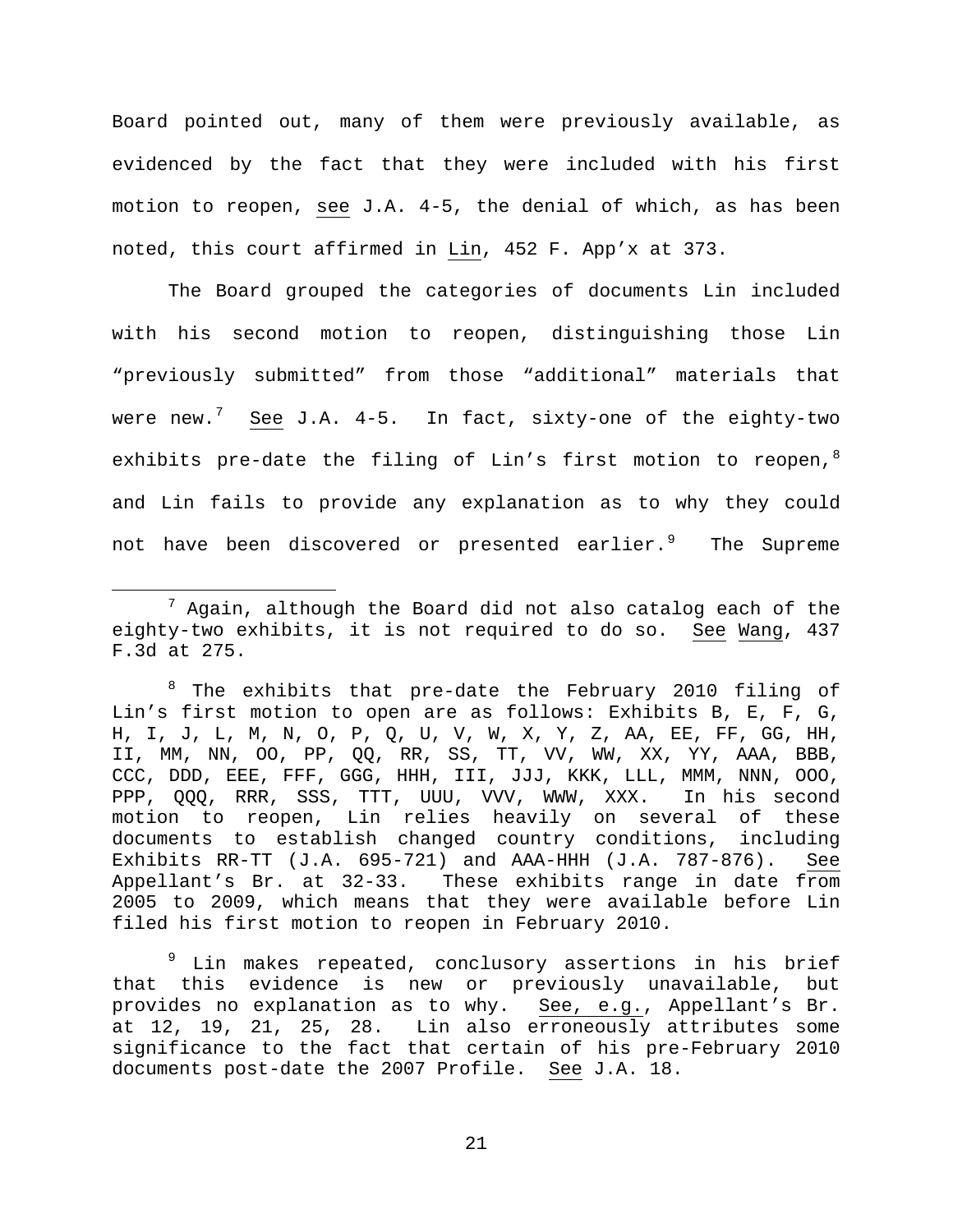Board pointed out, many of them were previously available, as evidenced by the fact that they were included with his first motion to reopen, see J.A. 4-5, the denial of which, as has been noted, this court affirmed in Lin, 452 F. App'x at 373.

The Board grouped the categories of documents Lin included with his second motion to reopen, distinguishing those Lin "previously submitted" from those "additional" materials that were new.[7] See J.A. 4-5. In fact, sixty-one of the eighty-two exhibits pre-date the filing of Lin's first motion to reopen,[8] and Lin fails to provide any explanation as to why they could not have been discovered or presented earlier.[9] The Supreme

---

[7] Again, although the Board did not also catalog each of the eighty-two exhibits, it is not required to do so. See Wang, 437 F.3d at 275.

[8] The exhibits that pre-date the February 2010 filing of Lin's first motion to open are as follows: Exhibits B, E, F, G, H, I, J, L, M, N, O, P, Q, U, V, W, X, Y, Z, AA, EE, FF, GG, HH, II, MM, NN, OO, PP, QQ, RR, SS, TT, VV, WW, XX, YY, AAA, BBB, CCC, DDD, EEE, FFF, GGG, HHH, III, JJJ, KKK, LLL, MMM, NNN, OOO, PPP, QQQ, RRR, SSS, TTT, UUU, VVV, WWW, XXX. In his second motion to reopen, Lin relies heavily on several of these documents to establish changed country conditions, including Exhibits RR-TT (J.A. 695-721) and AAA-HHH (J.A. 787-876). See Appellant's Br. at 32-33. These exhibits range in date from 2005 to 2009, which means that they were available before Lin filed his first motion to reopen in February 2010.

[9] Lin makes repeated, conclusory assertions in his brief that this evidence is new or previously unavailable, but provides no explanation as to why. See, e.g., Appellant's Br. at 12, 19, 21, 25, 28. Lin also erroneously attributes some significance to the fact that certain of his pre-February 2010 documents post-date the 2007 Profile. See J.A. 18.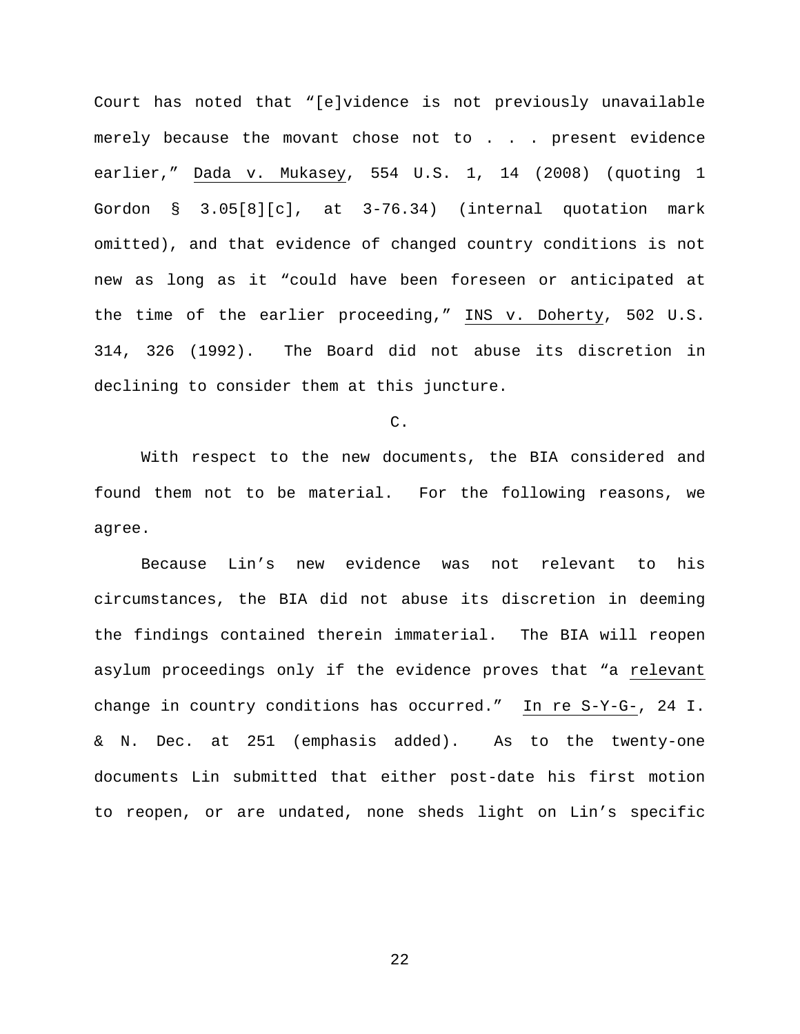Court has noted that "[e]vidence is not previously unavailable merely because the movant chose not to . . . present evidence earlier," Dada v. Mukasey, 554 U.S. 1, 14 (2008) (quoting 1 Gordon § 3.05[8][c], at 3-76.34) (internal quotation mark omitted), and that evidence of changed country conditions is not new as long as it "could have been foreseen or anticipated at the time of the earlier proceeding," INS v. Doherty, 502 U.S. 314, 326 (1992). The Board did not abuse its discretion in declining to consider them at this juncture.

C.

With respect to the new documents, the BIA considered and found them not to be material. For the following reasons, we agree.

Because Lin's new evidence was not relevant to his circumstances, the BIA did not abuse its discretion in deeming the findings contained therein immaterial. The BIA will reopen asylum proceedings only if the evidence proves that "a relevant change in country conditions has occurred." In re S-Y-G-, 24 I. & N. Dec. at 251 (emphasis added). As to the twenty-one documents Lin submitted that either post-date his first motion to reopen, or are undated, none sheds light on Lin's specific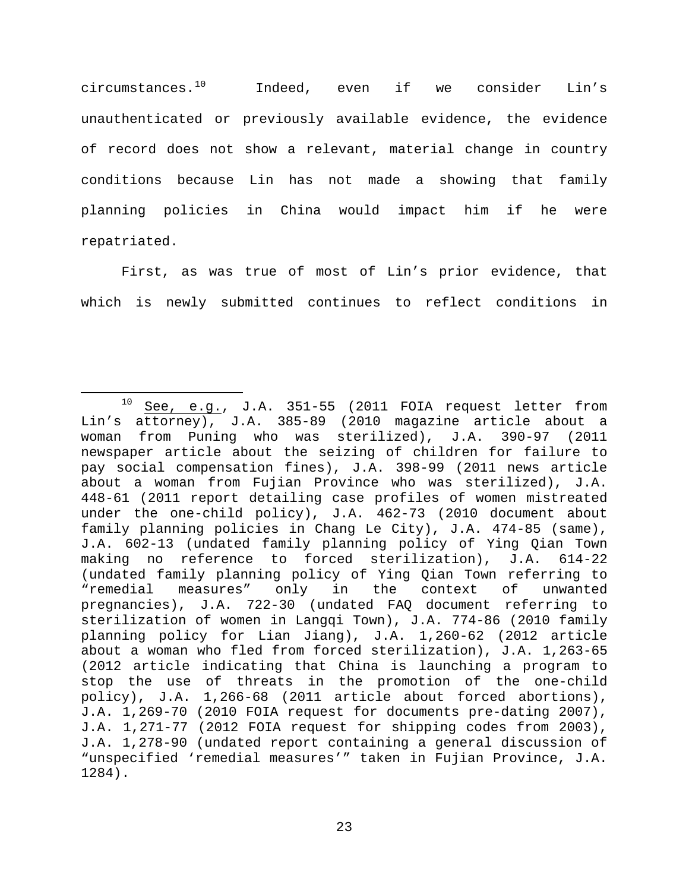circumstances.[10] Indeed, even if we consider Lin's unauthenticated or previously available evidence, the evidence of record does not show a relevant, material change in country conditions because Lin has not made a showing that family planning policies in China would impact him if he were repatriated.

First, as was true of most of Lin's prior evidence, that which is newly submitted continues to reflect conditions in

---

[10] See, e.g., J.A. 351-55 (2011 FOIA request letter from Lin's attorney), J.A. 385-89 (2010 magazine article about a woman from Puning who was sterilized), J.A. 390-97 (2011 newspaper article about the seizing of children for failure to pay social compensation fines), J.A. 398-99 (2011 news article about a woman from Fujian Province who was sterilized), J.A. 448-61 (2011 report detailing case profiles of women mistreated under the one-child policy), J.A. 462-73 (2010 document about family planning policies in Chang Le City), J.A. 474-85 (same), J.A. 602-13 (undated family planning policy of Ying Qian Town making no reference to forced sterilization), J.A. 614-22 (undated family planning policy of Ying Qian Town referring to "remedial measures" only in the context of unwanted pregnancies), J.A. 722-30 (undated FAQ document referring to sterilization of women in Langqi Town), J.A. 774-86 (2010 family planning policy for Lian Jiang), J.A. 1,260-62 (2012 article about a woman who fled from forced sterilization), J.A. 1,263-65 (2012 article indicating that China is launching a program to stop the use of threats in the promotion of the one-child policy), J.A. 1,266-68 (2011 article about forced abortions), J.A. 1,269-70 (2010 FOIA request for documents pre-dating 2007), J.A. 1,271-77 (2012 FOIA request for shipping codes from 2003), J.A. 1,278-90 (undated report containing a general discussion of "unspecified 'remedial measures'" taken in Fujian Province, J.A. 1284).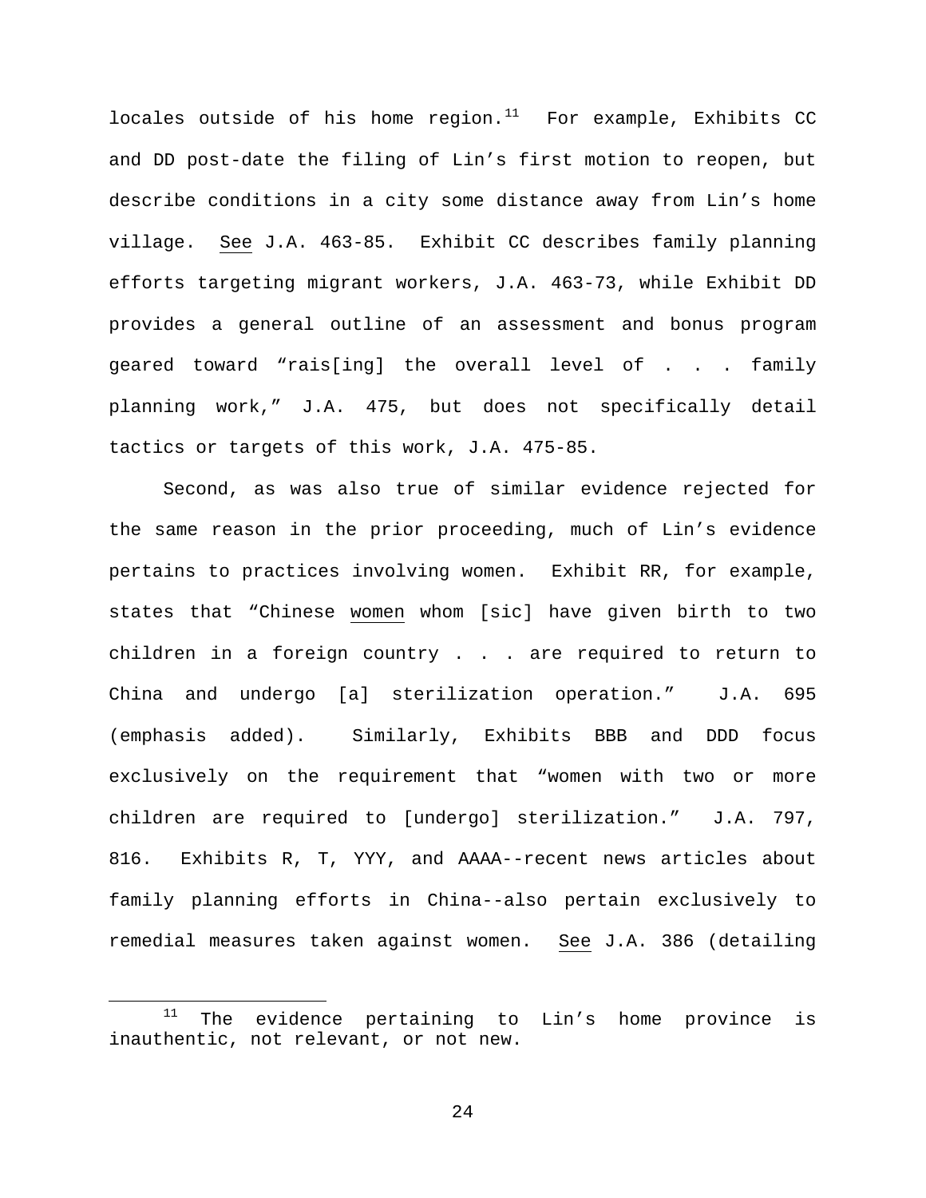locales outside of his home region.[11] For example, Exhibits CC and DD post-date the filing of Lin's first motion to reopen, but describe conditions in a city some distance away from Lin's home village. _See_ J.A. 463-85. Exhibit CC describes family planning efforts targeting migrant workers, J.A. 463-73, while Exhibit DD provides a general outline of an assessment and bonus program geared toward "rais[ing] the overall level of . . . family planning work," J.A. 475, but does not specifically detail tactics or targets of this work, J.A. 475-85.

Second, as was also true of similar evidence rejected for the same reason in the prior proceeding, much of Lin's evidence pertains to practices involving women. Exhibit RR, for example, states that "Chinese _women_ whom [sic] have given birth to two children in a foreign country . . . are required to return to China and undergo [a] sterilization operation." J.A. 695 (emphasis added). Similarly, Exhibits BBB and DDD focus exclusively on the requirement that "women with two or more children are required to [undergo] sterilization." J.A. 797, 816. Exhibits R, T, YYY, and AAAA--recent news articles about family planning efforts in China--also pertain exclusively to remedial measures taken against women. _See_ J.A. 386 (detailing

[11] The evidence pertaining to Lin's home province is inauthentic, not relevant, or not new.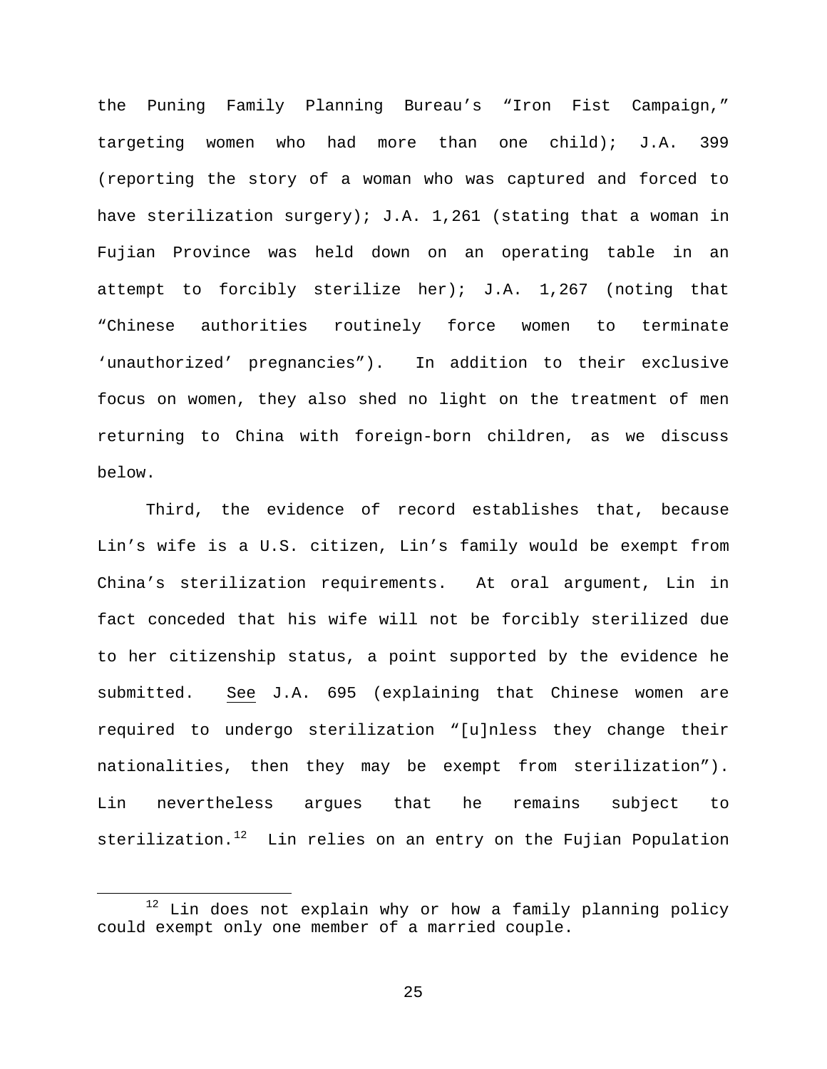the Puning Family Planning Bureau's "Iron Fist Campaign," targeting women who had more than one child); J.A. 399 (reporting the story of a woman who was captured and forced to have sterilization surgery); J.A. 1,261 (stating that a woman in Fujian Province was held down on an operating table in an attempt to forcibly sterilize her); J.A. 1,267 (noting that "Chinese authorities routinely force women to terminate 'unauthorized' pregnancies"). In addition to their exclusive focus on women, they also shed no light on the treatment of men returning to China with foreign-born children, as we discuss below.

Third, the evidence of record establishes that, because Lin's wife is a U.S. citizen, Lin's family would be exempt from China's sterilization requirements. At oral argument, Lin in fact conceded that his wife will not be forcibly sterilized due to her citizenship status, a point supported by the evidence he submitted. See J.A. 695 (explaining that Chinese women are required to undergo sterilization "[u]nless they change their nationalities, then they may be exempt from sterilization"). Lin nevertheless argues that he remains subject to sterilization.[12] Lin relies on an entry on the Fujian Population

[12] Lin does not explain why or how a family planning policy could exempt only one member of a married couple.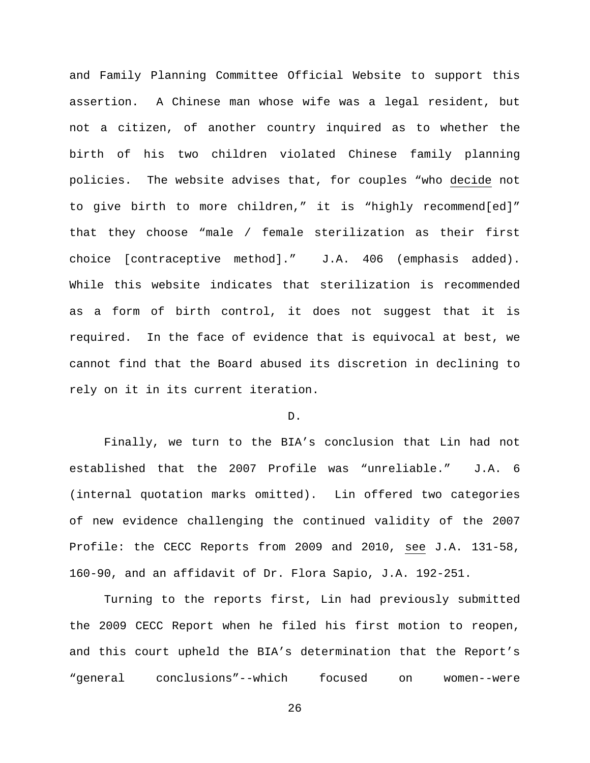and Family Planning Committee Official Website to support this assertion. A Chinese man whose wife was a legal resident, but not a citizen, of another country inquired as to whether the birth of his two children violated Chinese family planning policies. The website advises that, for couples "who <u>decide</u> not to give birth to more children," it is "highly recommend[ed]" that they choose "male / female sterilization as their first choice [contraceptive method]." J.A. 406 (emphasis added). While this website indicates that sterilization is recommended as a form of birth control, it does not suggest that it is required. In the face of evidence that is equivocal at best, we cannot find that the Board abused its discretion in declining to rely on it in its current iteration.

D.

Finally, we turn to the BIA's conclusion that Lin had not established that the 2007 Profile was "unreliable." J.A. 6 (internal quotation marks omitted). Lin offered two categories of new evidence challenging the continued validity of the 2007 Profile: the CECC Reports from 2009 and 2010, <u>see</u> J.A. 131-58, 160-90, and an affidavit of Dr. Flora Sapio, J.A. 192-251.

Turning to the reports first, Lin had previously submitted the 2009 CECC Report when he filed his first motion to reopen, and this court upheld the BIA's determination that the Report's "general conclusions"--which focused on women--were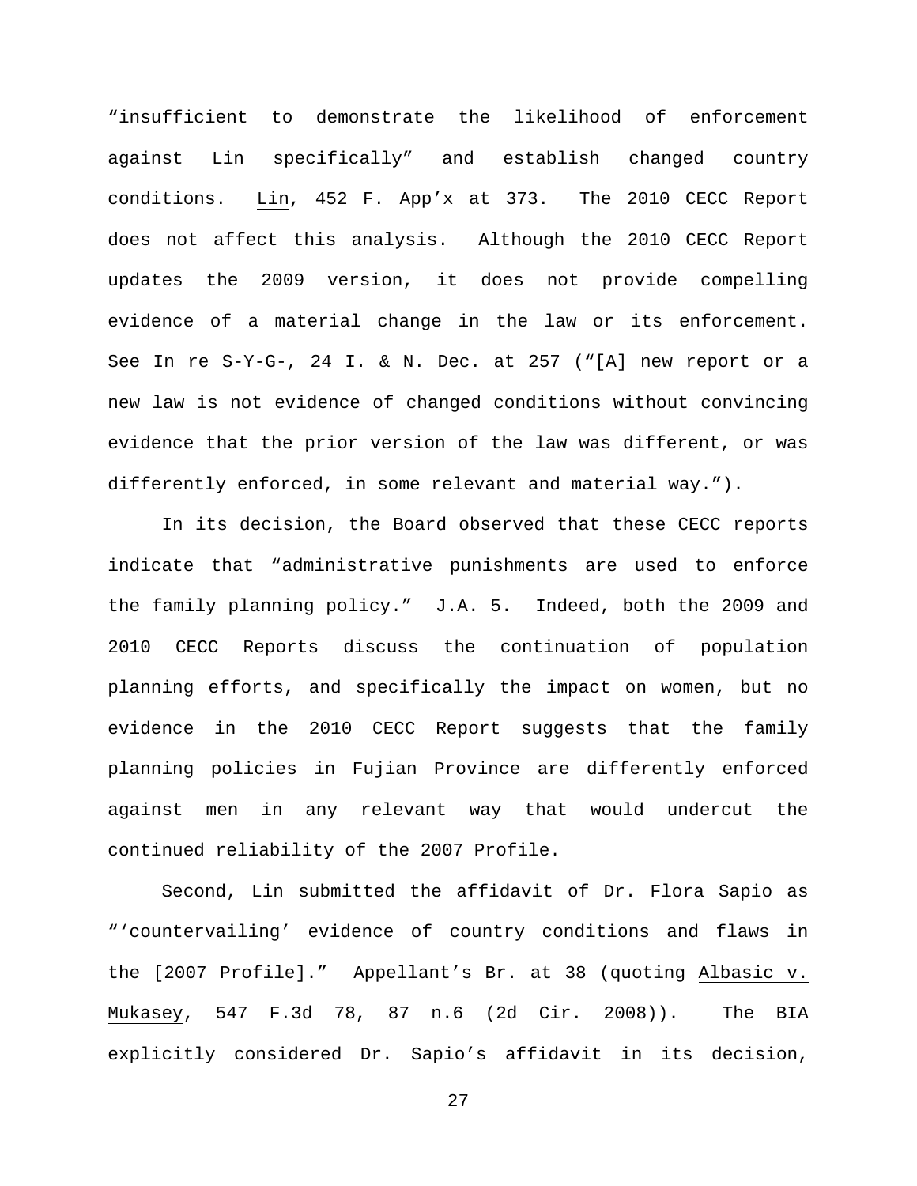"insufficient to demonstrate the likelihood of enforcement against Lin specifically" and establish changed country conditions. Lin, 452 F. App'x at 373. The 2010 CECC Report does not affect this analysis. Although the 2010 CECC Report updates the 2009 version, it does not provide compelling evidence of a material change in the law or its enforcement. See In re S-Y-G-, 24 I. & N. Dec. at 257 ("[A] new report or a new law is not evidence of changed conditions without convincing evidence that the prior version of the law was different, or was differently enforced, in some relevant and material way.").

In its decision, the Board observed that these CECC reports indicate that "administrative punishments are used to enforce the family planning policy." J.A. 5. Indeed, both the 2009 and 2010 CECC Reports discuss the continuation of population planning efforts, and specifically the impact on women, but no evidence in the 2010 CECC Report suggests that the family planning policies in Fujian Province are differently enforced against men in any relevant way that would undercut the continued reliability of the 2007 Profile.

Second, Lin submitted the affidavit of Dr. Flora Sapio as "'countervailing' evidence of country conditions and flaws in the [2007 Profile]." Appellant's Br. at 38 (quoting Albasic v. Mukasey, 547 F.3d 78, 87 n.6 (2d Cir. 2008)). The BIA explicitly considered Dr. Sapio's affidavit in its decision,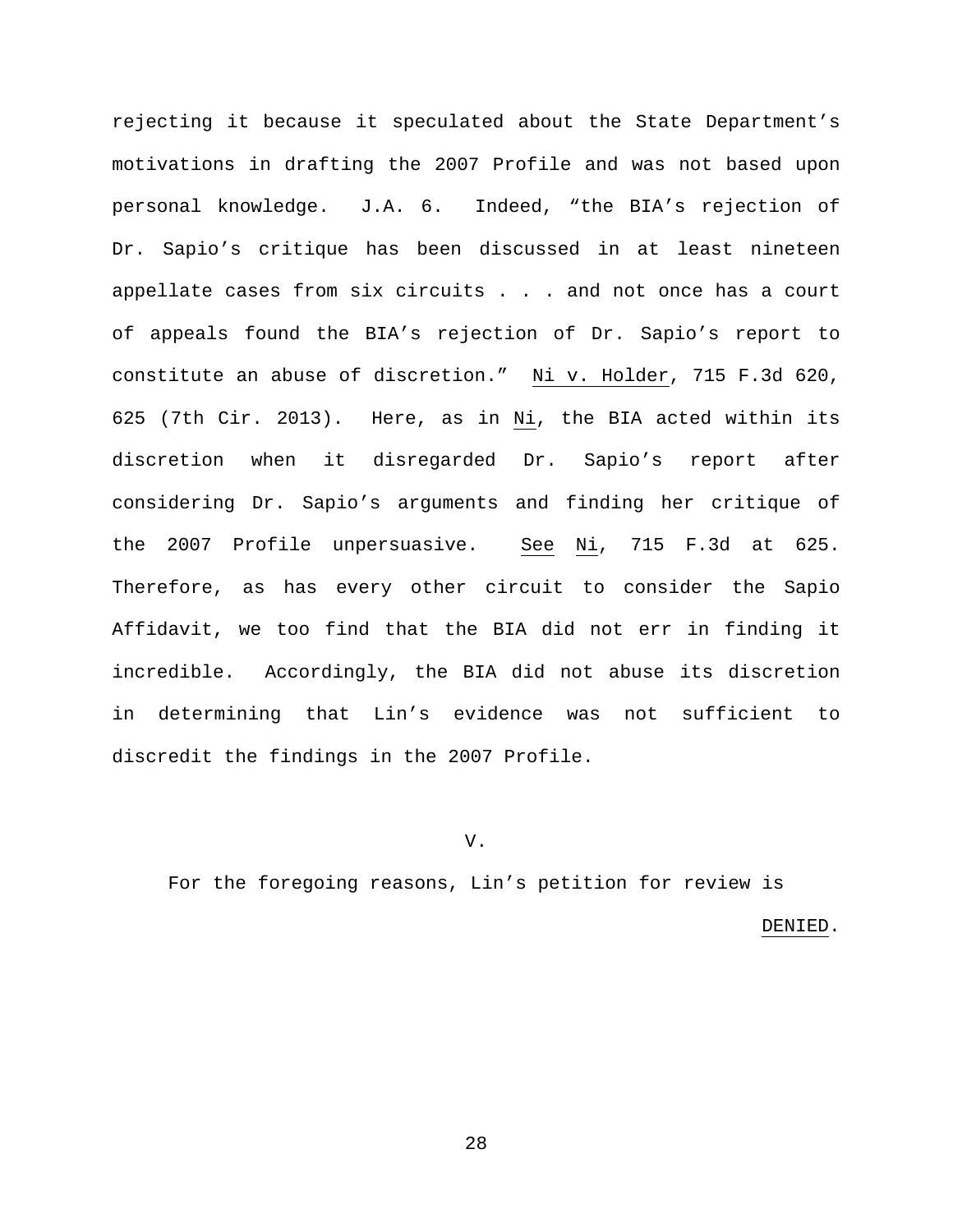rejecting it because it speculated about the State Department's motivations in drafting the 2007 Profile and was not based upon personal knowledge. J.A. 6. Indeed, "the BIA's rejection of Dr. Sapio's critique has been discussed in at least nineteen appellate cases from six circuits . . . and not once has a court of appeals found the BIA's rejection of Dr. Sapio's report to constitute an abuse of discretion." Ni v. Holder, 715 F.3d 620, 625 (7th Cir. 2013). Here, as in Ni, the BIA acted within its discretion when it disregarded Dr. Sapio's report after considering Dr. Sapio's arguments and finding her critique of the 2007 Profile unpersuasive. See Ni, 715 F.3d at 625. Therefore, as has every other circuit to consider the Sapio Affidavit, we too find that the BIA did not err in finding it incredible. Accordingly, the BIA did not abuse its discretion in determining that Lin's evidence was not sufficient to discredit the findings in the 2007 Profile.

## V.

For the foregoing reasons, Lin's petition for review is

DENIED.